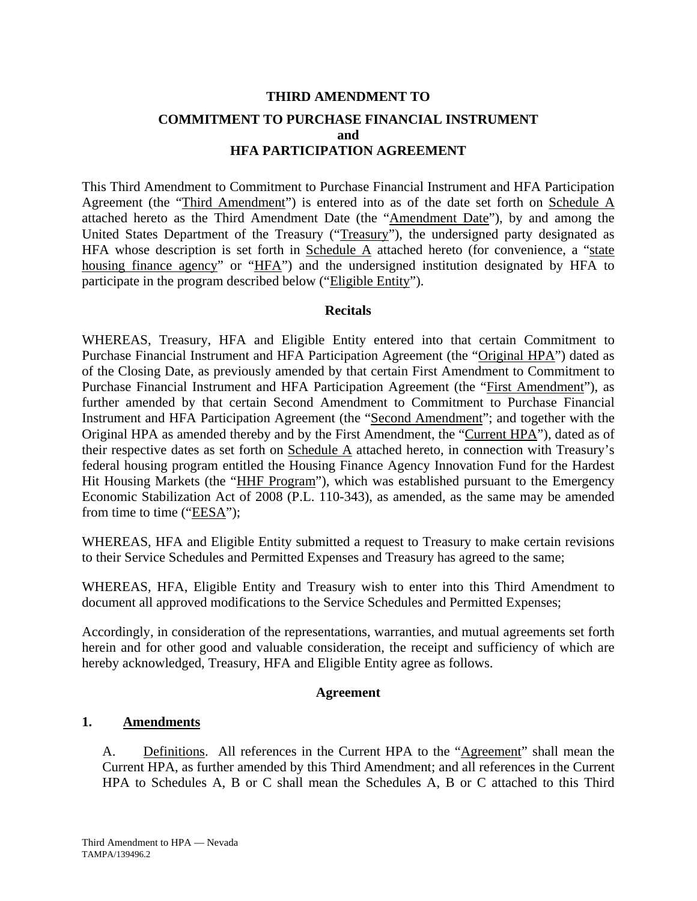# THIRD AMENDMENT TO

## COMMITMENT TO PURCHASE FINANCIAL INSTRUMENT and HFA PARTICIPATION AGREEMENT

This Third Amendment to Commitment to Purchase Financial Instrument and HFA Participation Agreement (the "Third Amendment") is entered into as of the date set forth on Schedule A attached hereto as the Third Amendment Date (the "Amendment Date"), by and among the United States Department of the Treasury ("Treasury"), the undersigned party designated as HFA whose description is set forth in Schedule A attached hereto (for convenience, a "state housing finance agency" or "HFA") and the undersigned institution designated by HFA to participate in the program described below ("Eligible Entity").

### Recitals

WHEREAS, Treasury, HFA and Eligible Entity entered into that certain Commitment to Purchase Financial Instrument and HFA Participation Agreement (the "Original HPA") dated as of the Closing Date, as previously amended by that certain First Amendment to Commitment to Purchase Financial Instrument and HFA Participation Agreement (the "First Amendment"), as further amended by that certain Second Amendment to Commitment to Purchase Financial Instrument and HFA Participation Agreement (the "Second Amendment"; and together with the Original HPA as amended thereby and by the First Amendment, the "Current HPA"), dated as of their respective dates as set forth on Schedule A attached hereto, in connection with Treasury's federal housing program entitled the Housing Finance Agency Innovation Fund for the Hardest Hit Housing Markets (the "HHF Program"), which was established pursuant to the Emergency Economic Stabilization Act of 2008 (P.L. 110-343), as amended, as the same may be amended from time to time ("EESA");

WHEREAS, HFA and Eligible Entity submitted a request to Treasury to make certain revisions to their Service Schedules and Permitted Expenses and Treasury has agreed to the same;

WHEREAS, HFA, Eligible Entity and Treasury wish to enter into this Third Amendment to document all approved modifications to the Service Schedules and Permitted Expenses;

Accordingly, in consideration of the representations, warranties, and mutual agreements set forth herein and for other good and valuable consideration, the receipt and sufficiency of which are hereby acknowledged, Treasury, HFA and Eligible Entity agree as follows.

### Agreement

**1. Amendments**

A. Definitions. All references in the Current HPA to the "Agreement" shall mean the Current HPA, as further amended by this Third Amendment; and all references in the Current HPA to Schedules A, B or C shall mean the Schedules A, B or C attached to this Third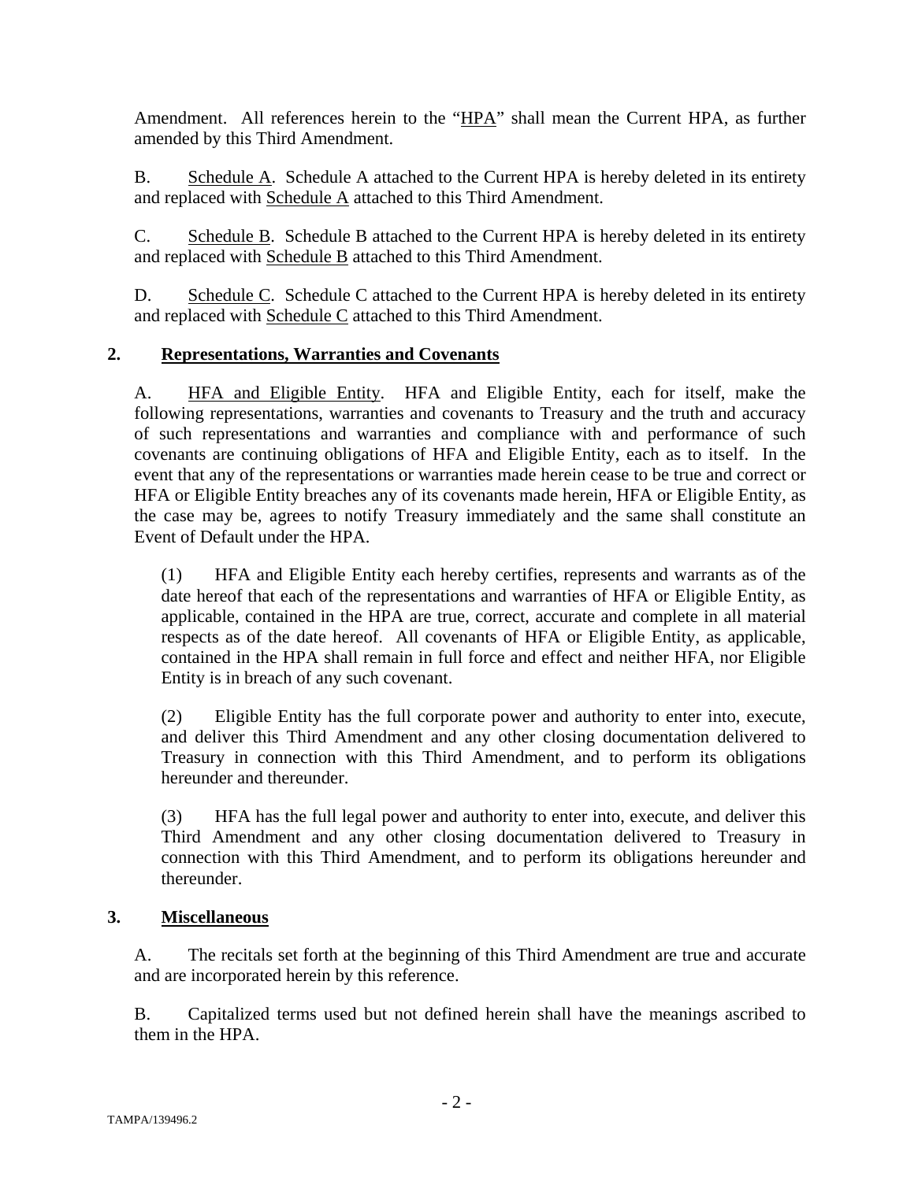Amendment. All references herein to the "HPA" shall mean the Current HPA, as further amended by this Third Amendment.

B. Schedule A. Schedule A attached to the Current HPA is hereby deleted in its entirety and replaced with Schedule A attached to this Third Amendment.

C. Schedule B. Schedule B attached to the Current HPA is hereby deleted in its entirety and replaced with Schedule B attached to this Third Amendment.

D. Schedule C. Schedule C attached to the Current HPA is hereby deleted in its entirety and replaced with Schedule C attached to this Third Amendment.

## 2. Representations, Warranties and Covenants

A. HFA and Eligible Entity. HFA and Eligible Entity, each for itself, make the following representations, warranties and covenants to Treasury and the truth and accuracy of such representations and warranties and compliance with and performance of such covenants are continuing obligations of HFA and Eligible Entity, each as to itself. In the event that any of the representations or warranties made herein cease to be true and correct or HFA or Eligible Entity breaches any of its covenants made herein, HFA or Eligible Entity, as the case may be, agrees to notify Treasury immediately and the same shall constitute an Event of Default under the HPA.

(1) HFA and Eligible Entity each hereby certifies, represents and warrants as of the date hereof that each of the representations and warranties of HFA or Eligible Entity, as applicable, contained in the HPA are true, correct, accurate and complete in all material respects as of the date hereof. All covenants of HFA or Eligible Entity, as applicable, contained in the HPA shall remain in full force and effect and neither HFA, nor Eligible Entity is in breach of any such covenant.

(2) Eligible Entity has the full corporate power and authority to enter into, execute, and deliver this Third Amendment and any other closing documentation delivered to Treasury in connection with this Third Amendment, and to perform its obligations hereunder and thereunder.

(3) HFA has the full legal power and authority to enter into, execute, and deliver this Third Amendment and any other closing documentation delivered to Treasury in connection with this Third Amendment, and to perform its obligations hereunder and thereunder.

## 3. Miscellaneous

A. The recitals set forth at the beginning of this Third Amendment are true and accurate and are incorporated herein by this reference.

B. Capitalized terms used but not defined herein shall have the meanings ascribed to them in the HPA.

TAMPA/139496.2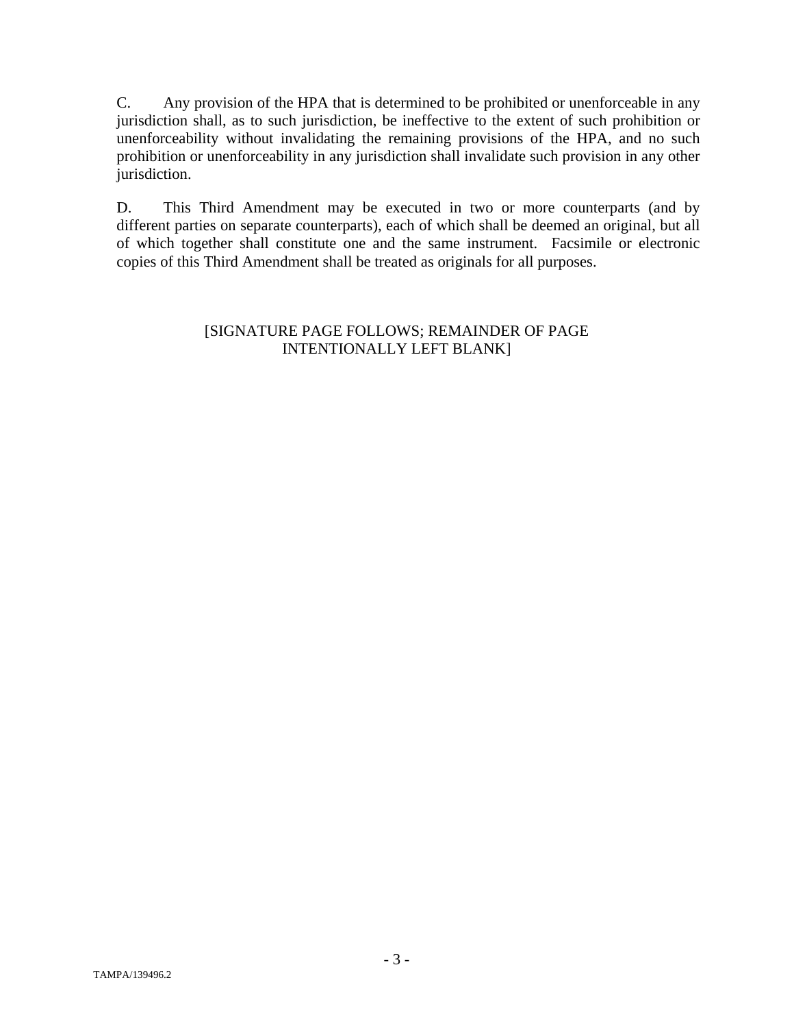C. Any provision of the HPA that is determined to be prohibited or unenforceable in any jurisdiction shall, as to such jurisdiction, be ineffective to the extent of such prohibition or unenforceability without invalidating the remaining provisions of the HPA, and no such prohibition or unenforceability in any jurisdiction shall invalidate such provision in any other jurisdiction.

D. This Third Amendment may be executed in two or more counterparts (and by different parties on separate counterparts), each of which shall be deemed an original, but all of which together shall constitute one and the same instrument. Facsimile or electronic copies of this Third Amendment shall be treated as originals for all purposes.

[SIGNATURE PAGE FOLLOWS; REMAINDER OF PAGE INTENTIONALLY LEFT BLANK]

TAMPA/139496.2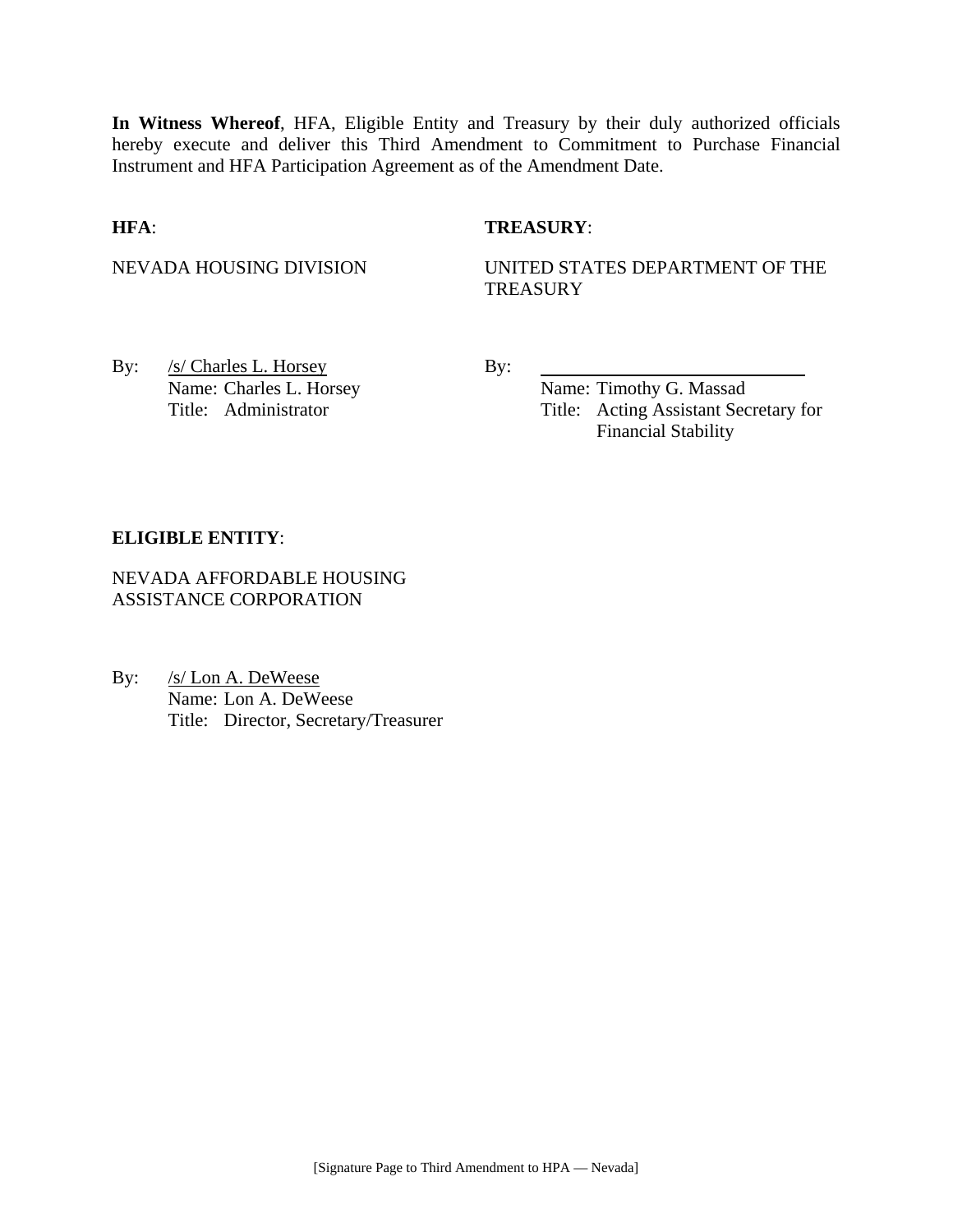**In Witness Whereof**, HFA, Eligible Entity and Treasury by their duly authorized officials hereby execute and deliver this Third Amendment to Commitment to Purchase Financial Instrument and HFA Participation Agreement as of the Amendment Date.

**HFA**:

NEVADA HOUSING DIVISION

By: /s/ Charles L. Horsey
Name: Charles L. Horsey
Title: Administrator

**TREASURY**:

UNITED STATES DEPARTMENT OF THE TREASURY

By: ______________________________
Name: Timothy G. Massad
Title: Acting Assistant Secretary for Financial Stability

**ELIGIBLE ENTITY**:

NEVADA AFFORDABLE HOUSING ASSISTANCE CORPORATION

By: /s/ Lon A. DeWeese
Name: Lon A. DeWeese
Title: Director, Secretary/Treasurer

[Signature Page to Third Amendment to HPA — Nevada]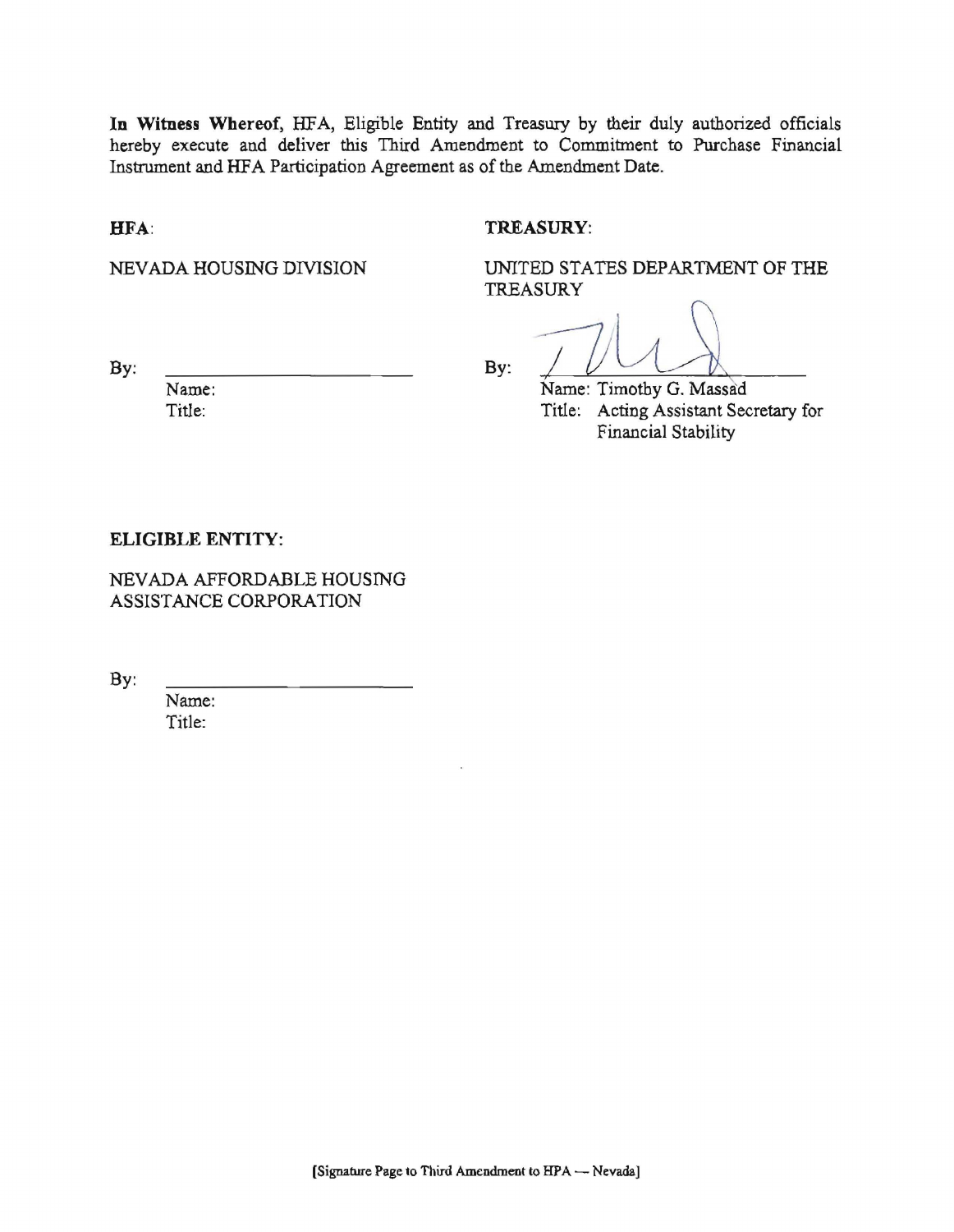**In Witness Whereof**, HFA, Eligible Entity and Treasury by their duly authorized officials hereby execute and deliver this Third Amendment to Commitment to Purchase Financial Instrument and HFA Participation Agreement as of the Amendment Date.

**HFA**:

NEVADA HOUSING DIVISION

By: \_\_\_\_\_\_\_\_\_\_\_\_\_\_\_\_\_\_\_\_\_\_\_\_

Name:

Title:

**TREASURY**:

UNITED STATES DEPARTMENT OF THE TREASURY

By: \_\_\_\_\_\_\_\_\_\_\_\_\_\_\_\_\_\_\_\_\_\_\_\_

Name: Timothy G. Massad

Title: Acting Assistant Secretary for Financial Stability

**ELIGIBLE ENTITY**:

NEVADA AFFORDABLE HOUSING ASSISTANCE CORPORATION

By: \_\_\_\_\_\_\_\_\_\_\_\_\_\_\_\_\_\_\_\_\_\_\_\_

Name:

Title:

[Signature Page to Third Amendment to HPA — Nevada]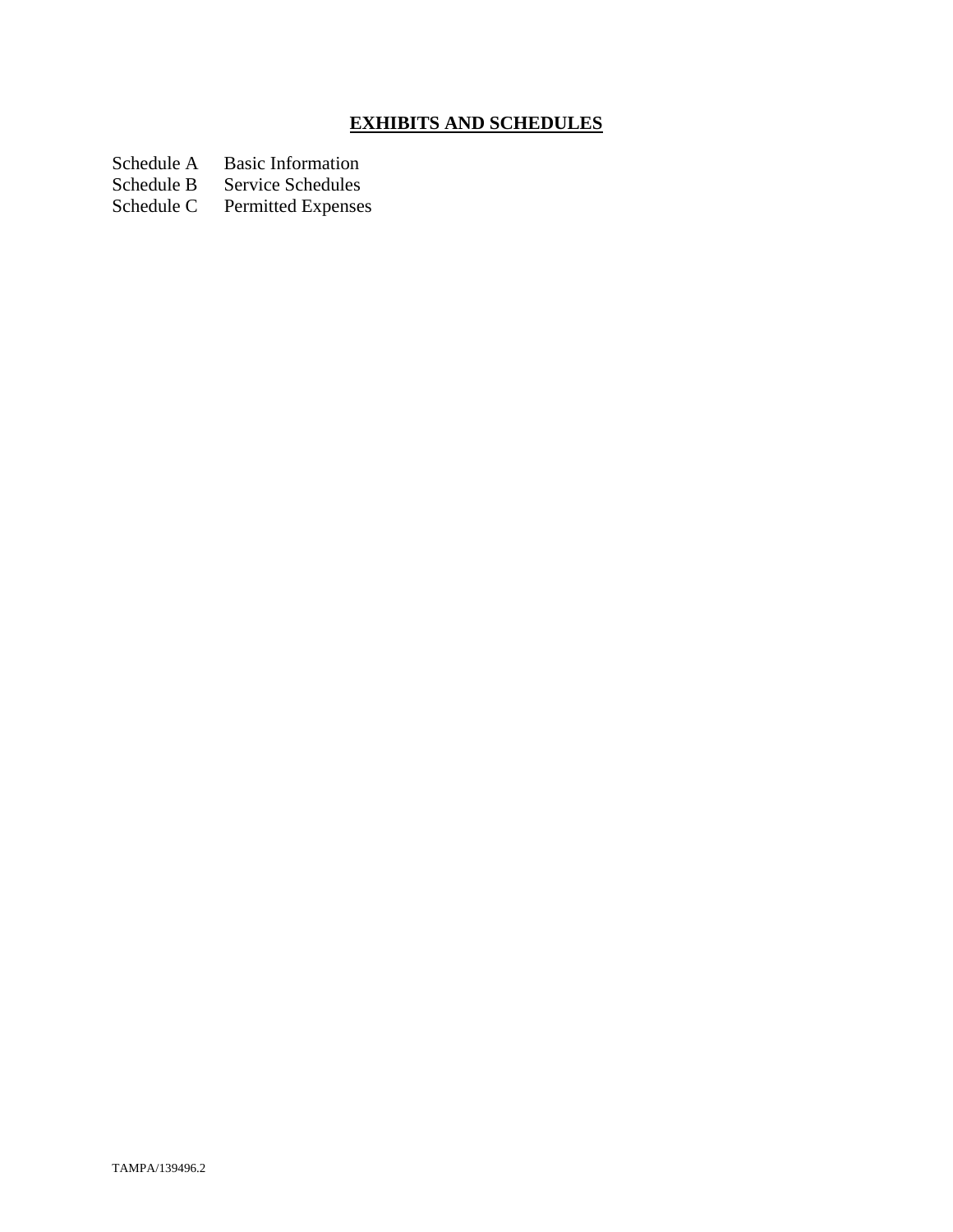# <u>EXHIBITS AND SCHEDULES</u>

Schedule A Basic Information
Schedule B Service Schedules
Schedule C Permitted Expenses

TAMPA/139496.2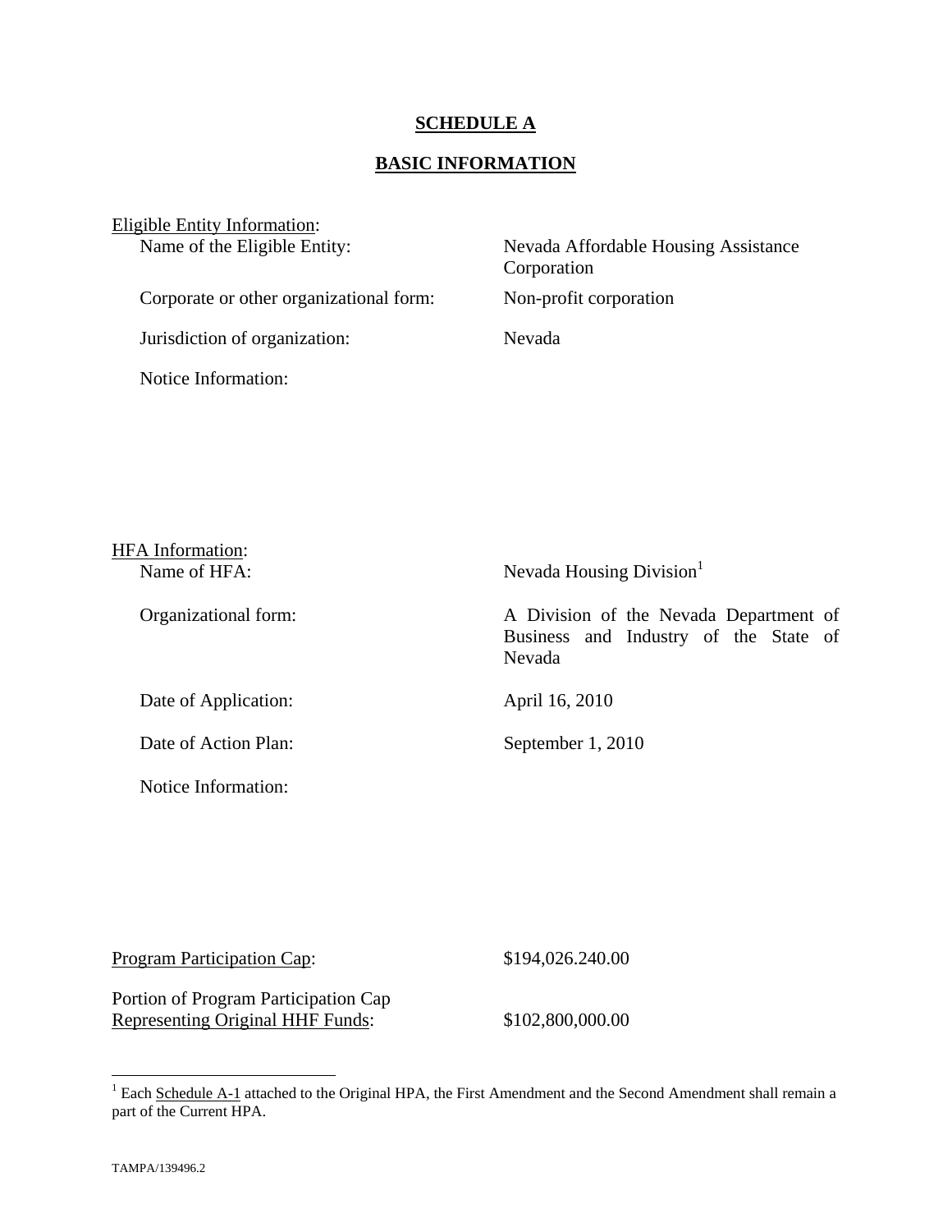# SCHEDULE A

## BASIC INFORMATION

Eligible Entity Information:

| | |
|---|---|
| Name of the Eligible Entity: | Nevada Affordable Housing Assistance Corporation |
| Corporate or other organizational form: | Non-profit corporation |
| Jurisdiction of organization: | Nevada |
| Notice Information: | |

HFA Information:

| | |
|---|---|
| Name of HFA: | Nevada Housing Division[1] |
| Organizational form: | A Division of the Nevada Department of Business and Industry of the State of Nevada |
| Date of Application: | April 16, 2010 |
| Date of Action Plan: | September 1, 2010 |
| Notice Information: | |

| | |
|---|---|
| Program Participation Cap: | $194,026.240.00 |
| Portion of Program Participation Cap Representing Original HHF Funds: | $102,800,000.00 |

[1] Each Schedule A-1 attached to the Original HPA, the First Amendment and the Second Amendment shall remain a part of the Current HPA.

TAMPA/139496.2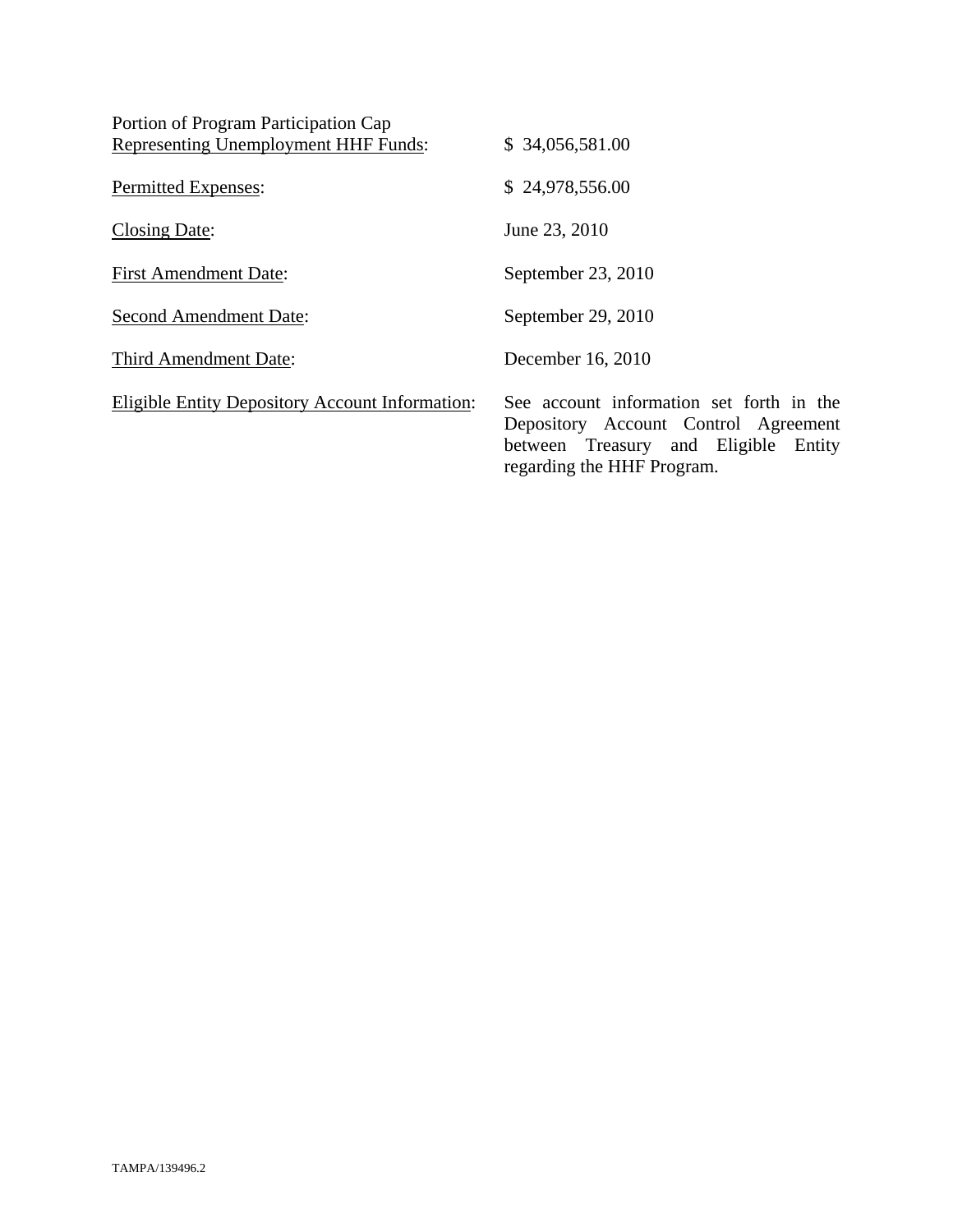| | |
|---|---|
| Portion of Program Participation Cap Representing Unemployment HHF Funds: | $ 34,056,581.00 |
| Permitted Expenses: | $ 24,978,556.00 |
| Closing Date: | June 23, 2010 |
| First Amendment Date: | September 23, 2010 |
| Second Amendment Date: | September 29, 2010 |
| Third Amendment Date: | December 16, 2010 |
| Eligible Entity Depository Account Information: | See account information set forth in the Depository Account Control Agreement between Treasury and Eligible Entity regarding the HHF Program. |

TAMPA/139496.2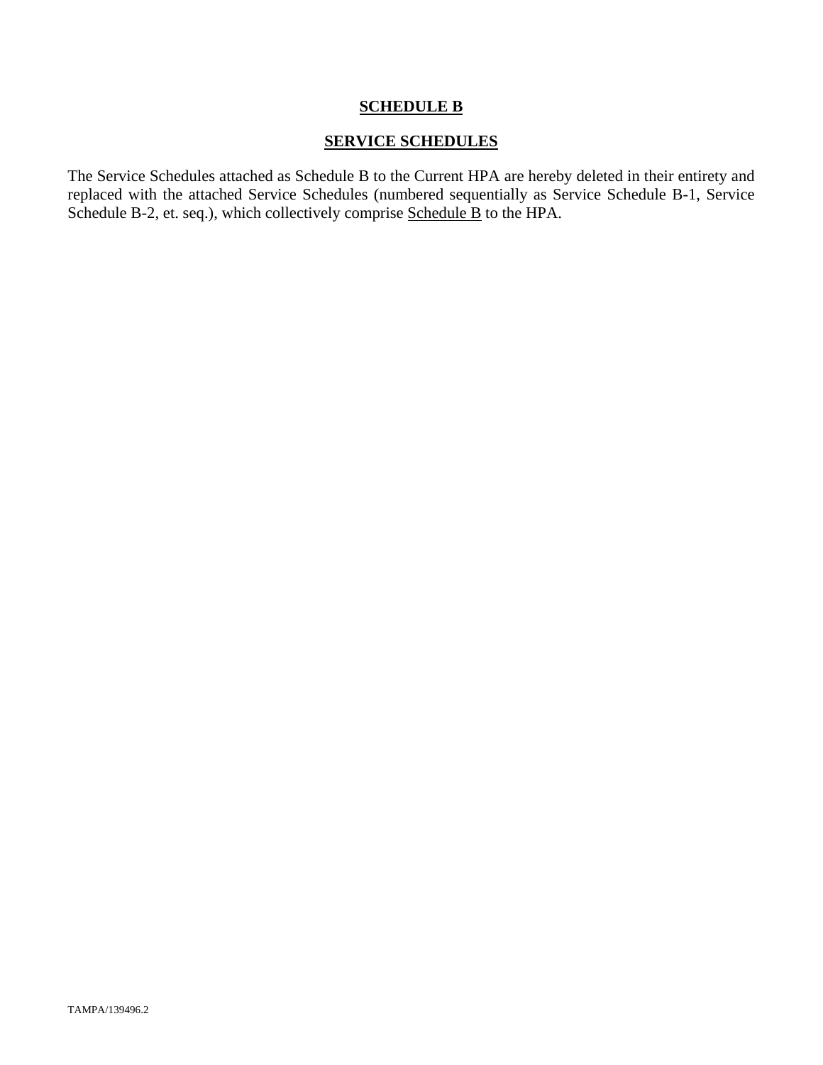**SCHEDULE B**

**SERVICE SCHEDULES**

The Service Schedules attached as Schedule B to the Current HPA are hereby deleted in their entirety and replaced with the attached Service Schedules (numbered sequentially as Service Schedule B-1, Service Schedule B-2, et. seq.), which collectively comprise Schedule B to the HPA.

TAMPA/139496.2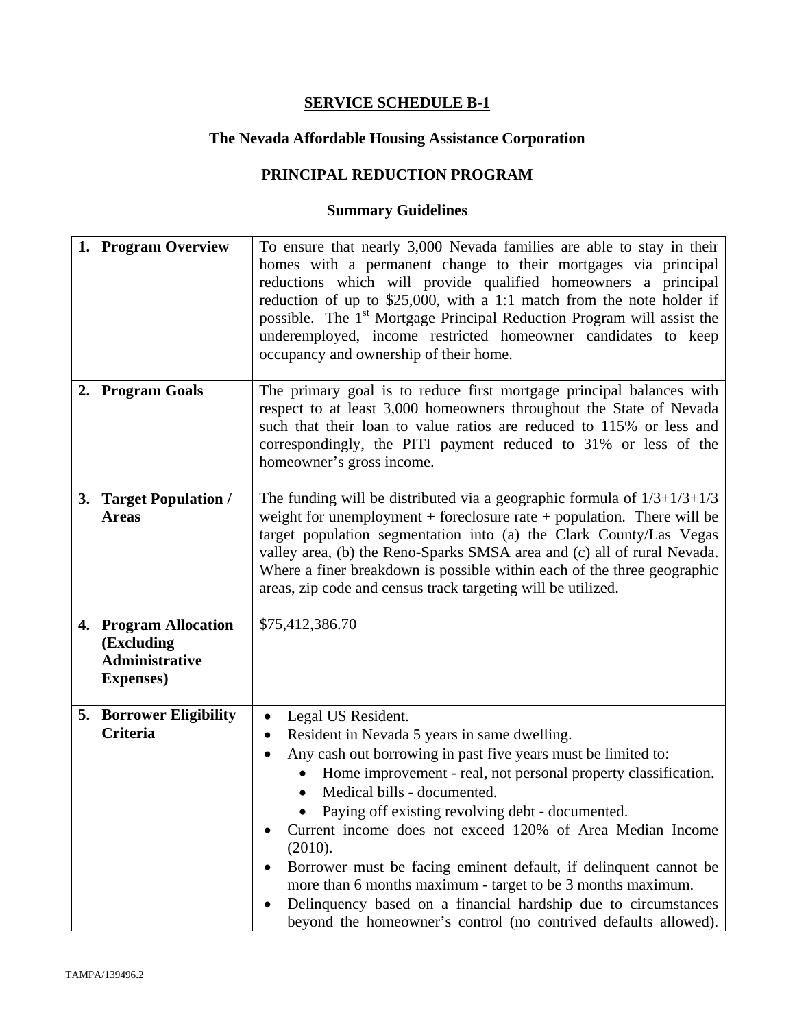# SERVICE SCHEDULE B-1

## The Nevada Affordable Housing Assistance Corporation

## PRINCIPAL REDUCTION PROGRAM

### Summary Guidelines

| | |
|---|---|
| **1. Program Overview** | To ensure that nearly 3,000 Nevada families are able to stay in their homes with a permanent change to their mortgages via principal reductions which will provide qualified homeowners a principal reduction of up to $25,000, with a 1:1 match from the note holder if possible. The 1st Mortgage Principal Reduction Program will assist the underemployed, income restricted homeowner candidates to keep occupancy and ownership of their home. |
| **2. Program Goals** | The primary goal is to reduce first mortgage principal balances with respect to at least 3,000 homeowners throughout the State of Nevada such that their loan to value ratios are reduced to 115% or less and correspondingly, the PITI payment reduced to 31% or less of the homeowner's gross income. |
| **3. Target Population / Areas** | The funding will be distributed via a geographic formula of 1/3+1/3+1/3 weight for unemployment + foreclosure rate + population. There will be target population segmentation into (a) the Clark County/Las Vegas valley area, (b) the Reno-Sparks SMSA area and (c) all of rural Nevada. Where a finer breakdown is possible within each of the three geographic areas, zip code and census track targeting will be utilized. |
| **4. Program Allocation (Excluding Administrative Expenses)** | $75,412,386.70 |
| **5. Borrower Eligibility Criteria** | • Legal US Resident.<br>• Resident in Nevada 5 years in same dwelling.<br>• Any cash out borrowing in past five years must be limited to:<br>  • Home improvement - real, not personal property classification.<br>  • Medical bills - documented.<br>  • Paying off existing revolving debt - documented.<br>• Current income does not exceed 120% of Area Median Income (2010).<br>• Borrower must be facing eminent default, if delinquent cannot be more than 6 months maximum - target to be 3 months maximum.<br>• Delinquency based on a financial hardship due to circumstances beyond the homeowner's control (no contrived defaults allowed). |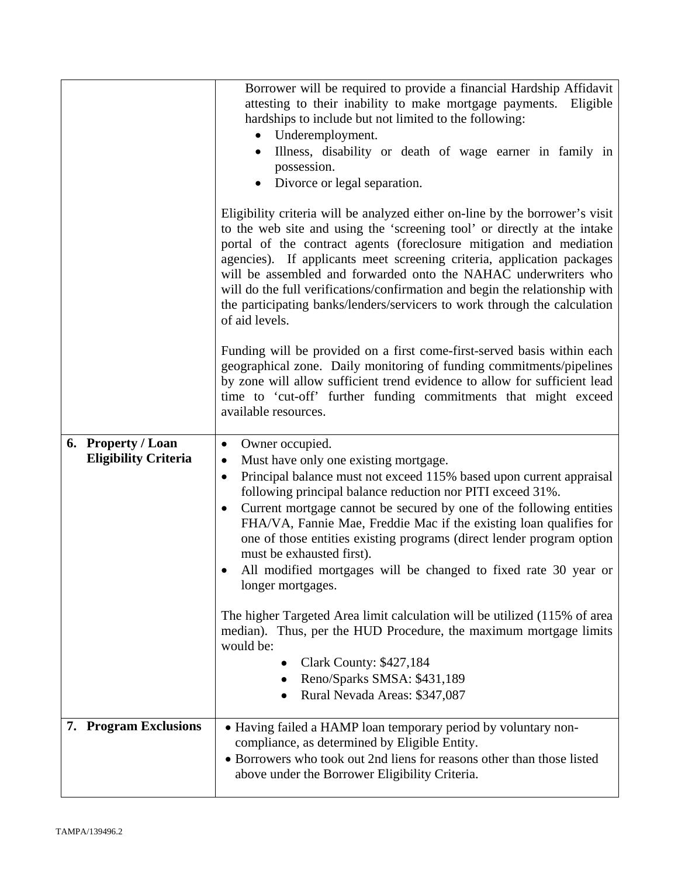| | |
|---|---|
| | Borrower will be required to provide a financial Hardship Affidavit attesting to their inability to make mortgage payments. Eligible hardships to include but not limited to the following:<br>• Underemployment.<br>• Illness, disability or death of wage earner in family in possession.<br>• Divorce or legal separation.<br><br>Eligibility criteria will be analyzed either on-line by the borrower's visit to the web site and using the 'screening tool' or directly at the intake portal of the contract agents (foreclosure mitigation and mediation agencies). If applicants meet screening criteria, application packages will be assembled and forwarded onto the NAHAC underwriters who will do the full verifications/confirmation and begin the relationship with the participating banks/lenders/servicers to work through the calculation of aid levels.<br><br>Funding will be provided on a first come-first-served basis within each geographical zone. Daily monitoring of funding commitments/pipelines by zone will allow sufficient trend evidence to allow for sufficient lead time to 'cut-off' further funding commitments that might exceed available resources. |
| **6. Property / Loan Eligibility Criteria** | • Owner occupied.<br>• Must have only one existing mortgage.<br>• Principal balance must not exceed 115% based upon current appraisal following principal balance reduction nor PITI exceed 31%.<br>• Current mortgage cannot be secured by one of the following entities FHA/VA, Fannie Mae, Freddie Mac if the existing loan qualifies for one of those entities existing programs (direct lender program option must be exhausted first).<br>• All modified mortgages will be changed to fixed rate 30 year or longer mortgages.<br><br>The higher Targeted Area limit calculation will be utilized (115% of area median). Thus, per the HUD Procedure, the maximum mortgage limits would be:<br>• Clark County: $427,184<br>• Reno/Sparks SMSA: $431,189<br>• Rural Nevada Areas: $347,087 |
| **7. Program Exclusions** | • Having failed a HAMP loan temporary period by voluntary non-compliance, as determined by Eligible Entity.<br>• Borrowers who took out 2nd liens for reasons other than those listed above under the Borrower Eligibility Criteria. |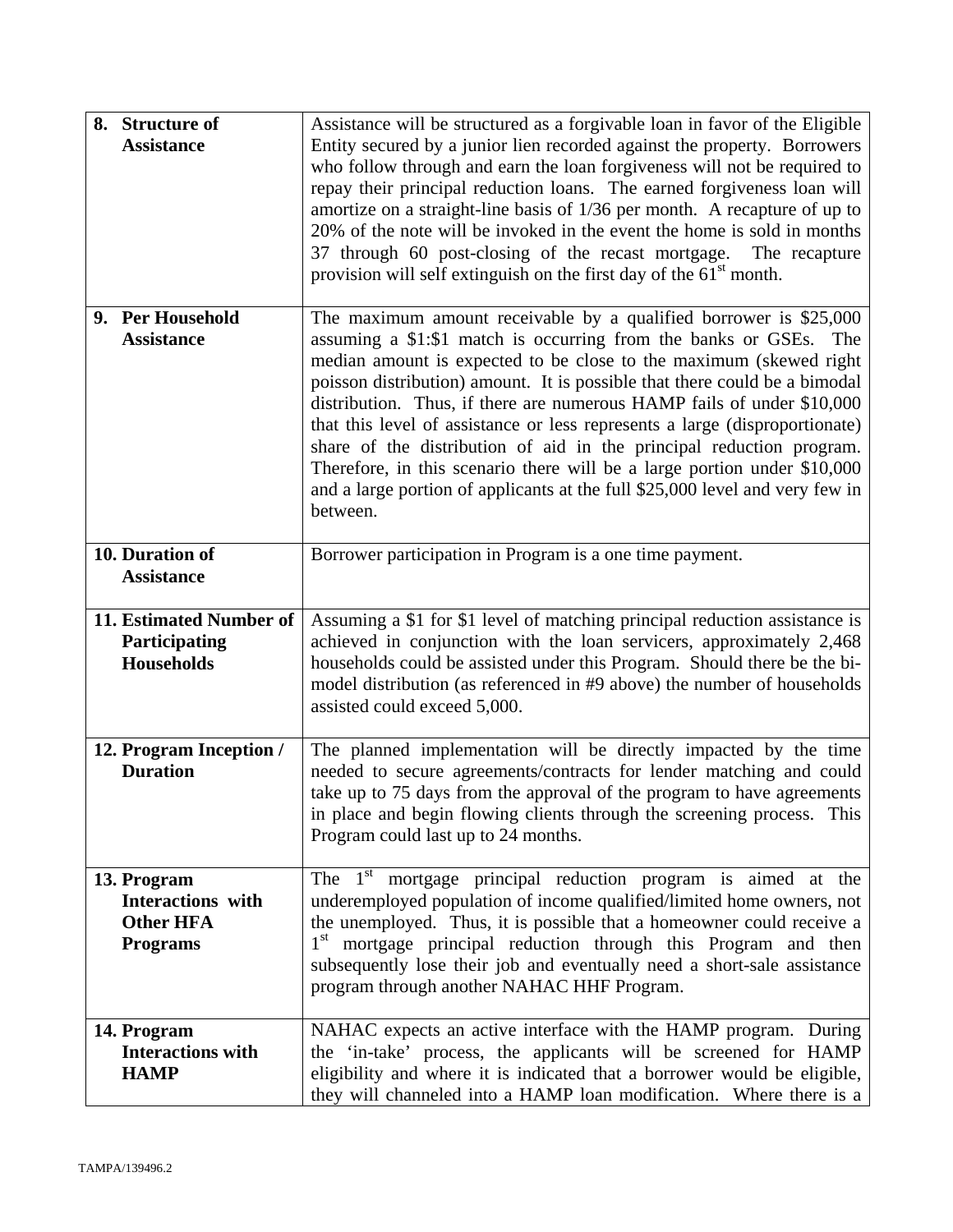| | |
|---|---|
| **8. Structure of Assistance** | Assistance will be structured as a forgivable loan in favor of the Eligible Entity secured by a junior lien recorded against the property. Borrowers who follow through and earn the loan forgiveness will not be required to repay their principal reduction loans. The earned forgiveness loan will amortize on a straight-line basis of 1/36 per month. A recapture of up to 20% of the note will be invoked in the event the home is sold in months 37 through 60 post-closing of the recast mortgage. The recapture provision will self extinguish on the first day of the 61st month. |
| **9. Per Household Assistance** | The maximum amount receivable by a qualified borrower is $25,000 assuming a $1:$1 match is occurring from the banks or GSEs. The median amount is expected to be close to the maximum (skewed right poisson distribution) amount. It is possible that there could be a bimodal distribution. Thus, if there are numerous HAMP fails of under $10,000 that this level of assistance or less represents a large (disproportionate) share of the distribution of aid in the principal reduction program. Therefore, in this scenario there will be a large portion under $10,000 and a large portion of applicants at the full $25,000 level and very few in between. |
| **10. Duration of Assistance** | Borrower participation in Program is a one time payment. |
| **11. Estimated Number of Participating Households** | Assuming a $1 for $1 level of matching principal reduction assistance is achieved in conjunction with the loan servicers, approximately 2,468 households could be assisted under this Program. Should there be the bi-model distribution (as referenced in #9 above) the number of households assisted could exceed 5,000. |
| **12. Program Inception / Duration** | The planned implementation will be directly impacted by the time needed to secure agreements/contracts for lender matching and could take up to 75 days from the approval of the program to have agreements in place and begin flowing clients through the screening process. This Program could last up to 24 months. |
| **13. Program Interactions with Other HFA Programs** | The 1st mortgage principal reduction program is aimed at the underemployed population of income qualified/limited home owners, not the unemployed. Thus, it is possible that a homeowner could receive a 1st mortgage principal reduction through this Program and then subsequently lose their job and eventually need a short-sale assistance program through another NAHAC HHF Program. |
| **14. Program Interactions with HAMP** | NAHAC expects an active interface with the HAMP program. During the 'in-take' process, the applicants will be screened for HAMP eligibility and where it is indicated that a borrower would be eligible, they will channeled into a HAMP loan modification. Where there is a |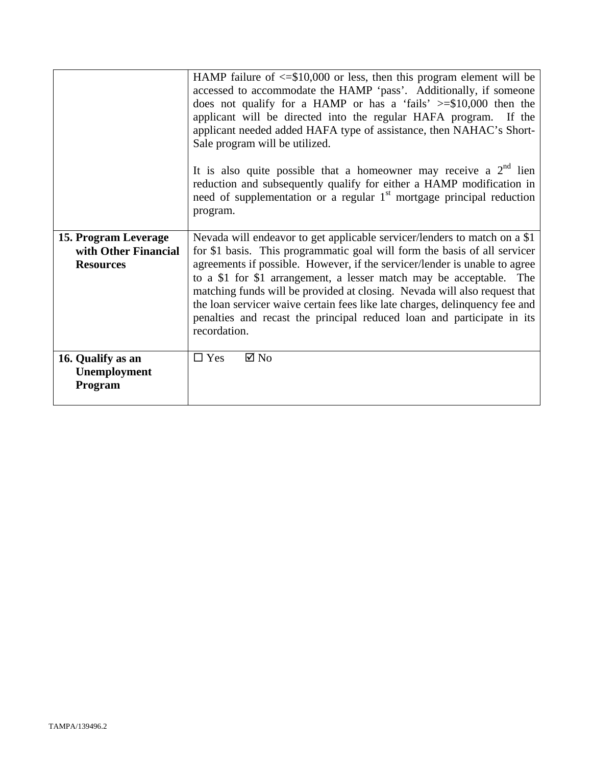| | |
|---|---|
| | HAMP failure of <=$10,000 or less, then this program element will be accessed to accommodate the HAMP 'pass'. Additionally, if someone does not qualify for a HAMP or has a 'fails' >=$10,000 then the applicant will be directed into the regular HAFA program. If the applicant needed added HAFA type of assistance, then NAHAC's Short-Sale program will be utilized.<br><br>It is also quite possible that a homeowner may receive a 2nd lien reduction and subsequently qualify for either a HAMP modification in need of supplementation or a regular 1st mortgage principal reduction program. |
| **15. Program Leverage with Other Financial Resources** | Nevada will endeavor to get applicable servicer/lenders to match on a $1 for $1 basis. This programmatic goal will form the basis of all servicer agreements if possible. However, if the servicer/lender is unable to agree to a $1 for $1 arrangement, a lesser match may be acceptable. The matching funds will be provided at closing. Nevada will also request that the loan servicer waive certain fees like late charges, delinquency fee and penalties and recast the principal reduced loan and participate in its recordation. |
| **16. Qualify as an Unemployment Program** | ☐ Yes ☑ No |

TAMPA/139496.2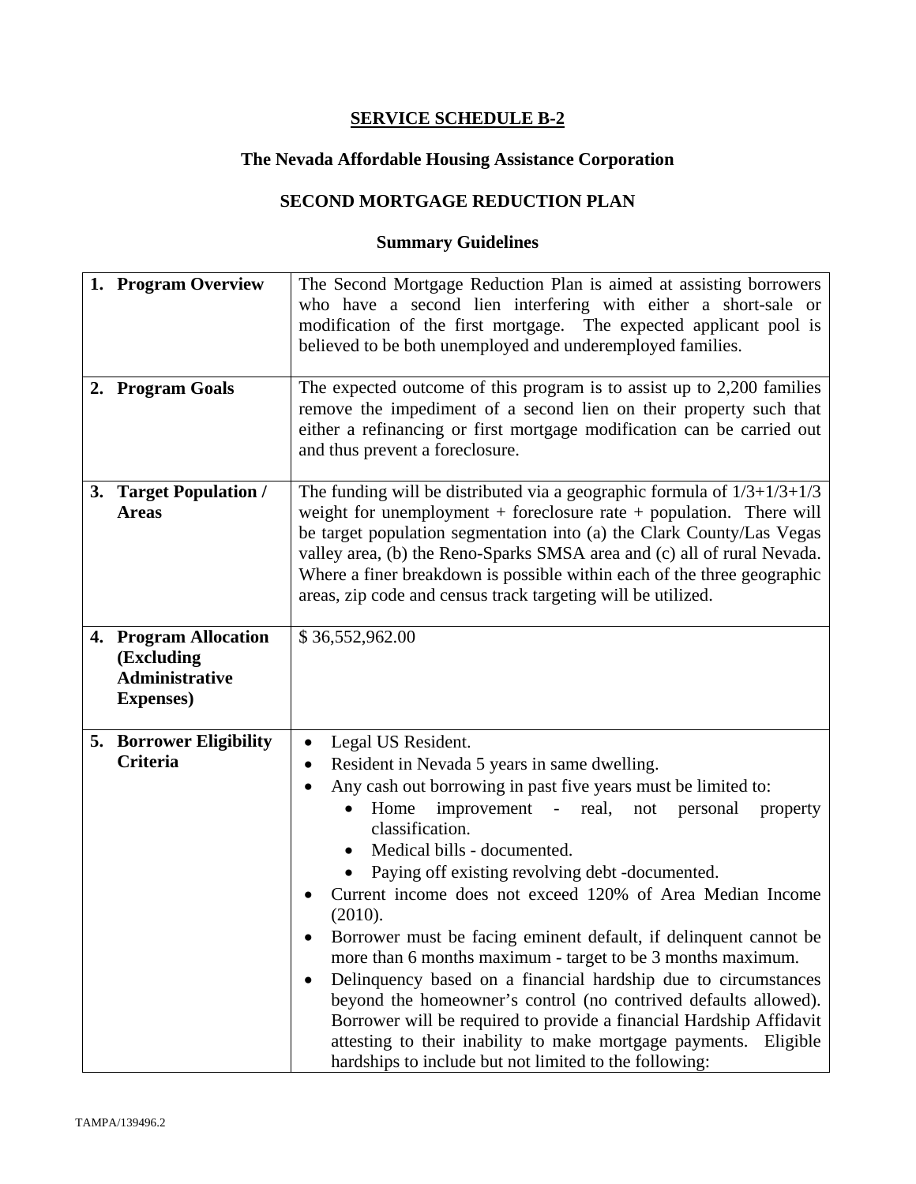## SERVICE SCHEDULE B-2

## The Nevada Affordable Housing Assistance Corporation

## SECOND MORTGAGE REDUCTION PLAN

### Summary Guidelines

| | |
|---|---|
| **1. Program Overview** | The Second Mortgage Reduction Plan is aimed at assisting borrowers who have a second lien interfering with either a short-sale or modification of the first mortgage. The expected applicant pool is believed to be both unemployed and underemployed families. |
| **2. Program Goals** | The expected outcome of this program is to assist up to 2,200 families remove the impediment of a second lien on their property such that either a refinancing or first mortgage modification can be carried out and thus prevent a foreclosure. |
| **3. Target Population / Areas** | The funding will be distributed via a geographic formula of 1/3+1/3+1/3 weight for unemployment + foreclosure rate + population. There will be target population segmentation into (a) the Clark County/Las Vegas valley area, (b) the Reno-Sparks SMSA area and (c) all of rural Nevada. Where a finer breakdown is possible within each of the three geographic areas, zip code and census track targeting will be utilized. |
| **4. Program Allocation (Excluding Administrative Expenses)** | $ 36,552,962.00 |
| **5. Borrower Eligibility Criteria** | • Legal US Resident.<br>• Resident in Nevada 5 years in same dwelling.<br>• Any cash out borrowing in past five years must be limited to:<br>&nbsp;&nbsp;&nbsp;&nbsp;• Home improvement - real, not personal property classification.<br>&nbsp;&nbsp;&nbsp;&nbsp;• Medical bills - documented.<br>&nbsp;&nbsp;&nbsp;&nbsp;• Paying off existing revolving debt -documented.<br>• Current income does not exceed 120% of Area Median Income (2010).<br>• Borrower must be facing eminent default, if delinquent cannot be more than 6 months maximum - target to be 3 months maximum.<br>• Delinquency based on a financial hardship due to circumstances beyond the homeowner's control (no contrived defaults allowed). Borrower will be required to provide a financial Hardship Affidavit attesting to their inability to make mortgage payments. Eligible hardships to include but not limited to the following: |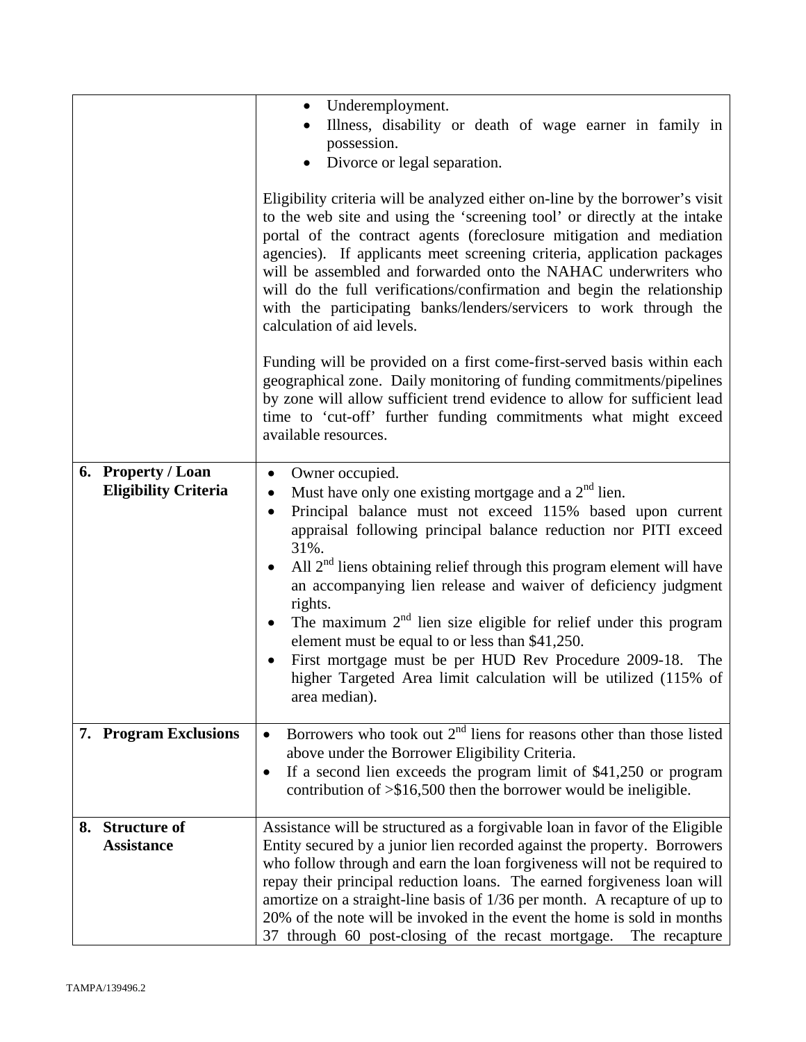| | |
|---|---|
| | • Underemployment.<br>• Illness, disability or death of wage earner in family in possession.<br>• Divorce or legal separation.<br><br>Eligibility criteria will be analyzed either on-line by the borrower's visit to the web site and using the 'screening tool' or directly at the intake portal of the contract agents (foreclosure mitigation and mediation agencies). If applicants meet screening criteria, application packages will be assembled and forwarded onto the NAHAC underwriters who will do the full verifications/confirmation and begin the relationship with the participating banks/lenders/servicers to work through the calculation of aid levels.<br><br>Funding will be provided on a first come-first-served basis within each geographical zone. Daily monitoring of funding commitments/pipelines by zone will allow sufficient trend evidence to allow for sufficient lead time to 'cut-off' further funding commitments what might exceed available resources. |
| **6. Property / Loan Eligibility Criteria** | • Owner occupied.<br>• Must have only one existing mortgage and a 2nd lien.<br>• Principal balance must not exceed 115% based upon current appraisal following principal balance reduction nor PITI exceed 31%.<br>• All 2nd liens obtaining relief through this program element will have an accompanying lien release and waiver of deficiency judgment rights.<br>• The maximum 2nd lien size eligible for relief under this program element must be equal to or less than $41,250.<br>• First mortgage must be per HUD Rev Procedure 2009-18. The higher Targeted Area limit calculation will be utilized (115% of area median). |
| **7. Program Exclusions** | • Borrowers who took out 2nd liens for reasons other than those listed above under the Borrower Eligibility Criteria.<br>• If a second lien exceeds the program limit of $41,250 or program contribution of >$16,500 then the borrower would be ineligible. |
| **8. Structure of Assistance** | Assistance will be structured as a forgivable loan in favor of the Eligible Entity secured by a junior lien recorded against the property. Borrowers who follow through and earn the loan forgiveness will not be required to repay their principal reduction loans. The earned forgiveness loan will amortize on a straight-line basis of 1/36 per month. A recapture of up to 20% of the note will be invoked in the event the home is sold in months 37 through 60 post-closing of the recast mortgage. The recapture |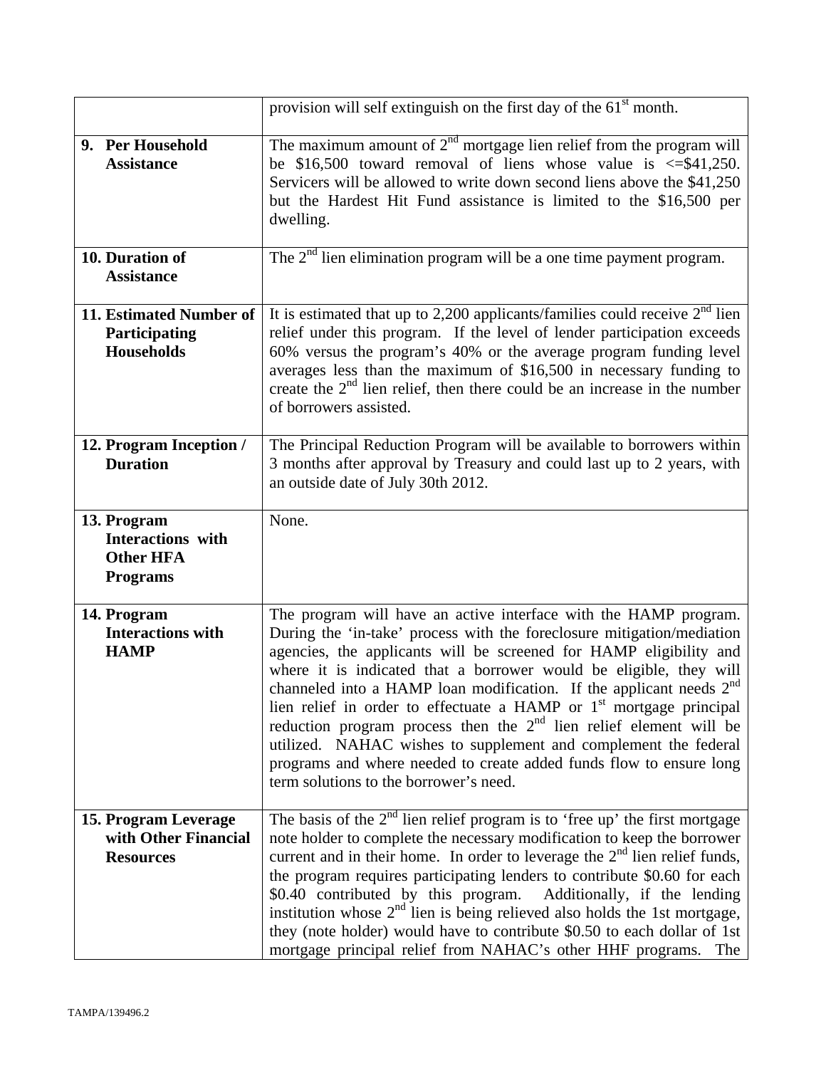| | |
|---|---|
| | provision will self extinguish on the first day of the 61st month. |
| **9. Per Household Assistance** | The maximum amount of 2nd mortgage lien relief from the program will be \$16,500 toward removal of liens whose value is <=\$41,250. Servicers will be allowed to write down second liens above the \$41,250 but the Hardest Hit Fund assistance is limited to the \$16,500 per dwelling. |
| **10. Duration of Assistance** | The 2nd lien elimination program will be a one time payment program. |
| **11. Estimated Number of Participating Households** | It is estimated that up to 2,200 applicants/families could receive 2nd lien relief under this program. If the level of lender participation exceeds 60% versus the program's 40% or the average program funding level averages less than the maximum of \$16,500 in necessary funding to create the 2nd lien relief, then there could be an increase in the number of borrowers assisted. |
| **12. Program Inception / Duration** | The Principal Reduction Program will be available to borrowers within 3 months after approval by Treasury and could last up to 2 years, with an outside date of July 30th 2012. |
| **13. Program Interactions with Other HFA Programs** | None. |
| **14. Program Interactions with HAMP** | The program will have an active interface with the HAMP program. During the 'in-take' process with the foreclosure mitigation/mediation agencies, the applicants will be screened for HAMP eligibility and where it is indicated that a borrower would be eligible, they will channeled into a HAMP loan modification. If the applicant needs 2nd lien relief in order to effectuate a HAMP or 1st mortgage principal reduction program process then the 2nd lien relief element will be utilized. NAHAC wishes to supplement and complement the federal programs and where needed to create added funds flow to ensure long term solutions to the borrower's need. |
| **15. Program Leverage with Other Financial Resources** | The basis of the 2nd lien relief program is to 'free up' the first mortgage note holder to complete the necessary modification to keep the borrower current and in their home. In order to leverage the 2nd lien relief funds, the program requires participating lenders to contribute \$0.60 for each \$0.40 contributed by this program. Additionally, if the lending institution whose 2nd lien is being relieved also holds the 1st mortgage, they (note holder) would have to contribute \$0.50 to each dollar of 1st mortgage principal relief from NAHAC's other HHF programs. The |

TAMPA/139496.2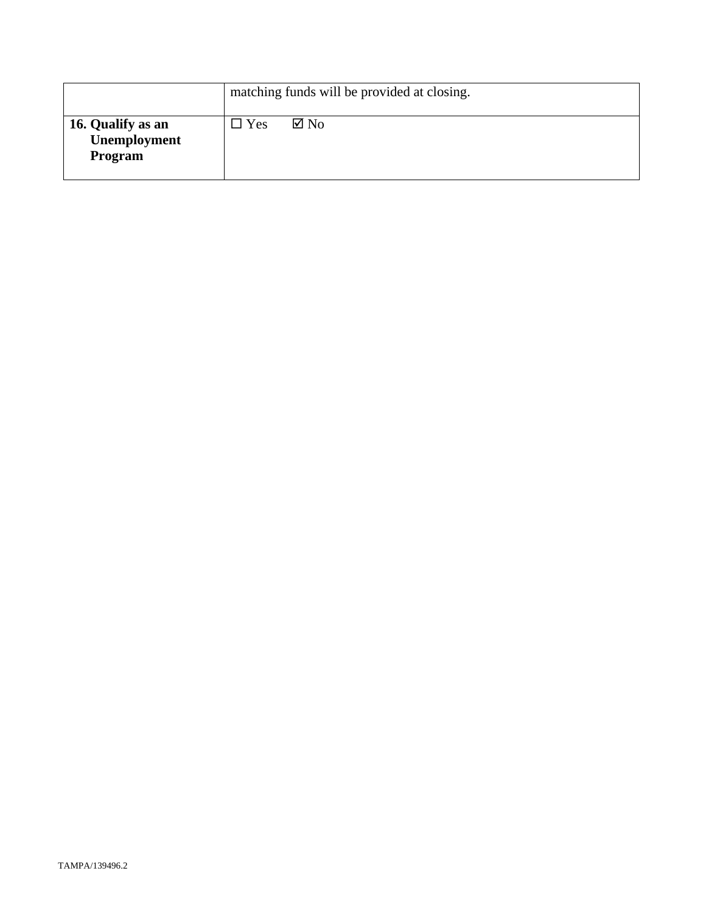| | |
|---|---|
| | matching funds will be provided at closing. |
| **16. Qualify as an Unemployment Program** | ☐ Yes ☑ No |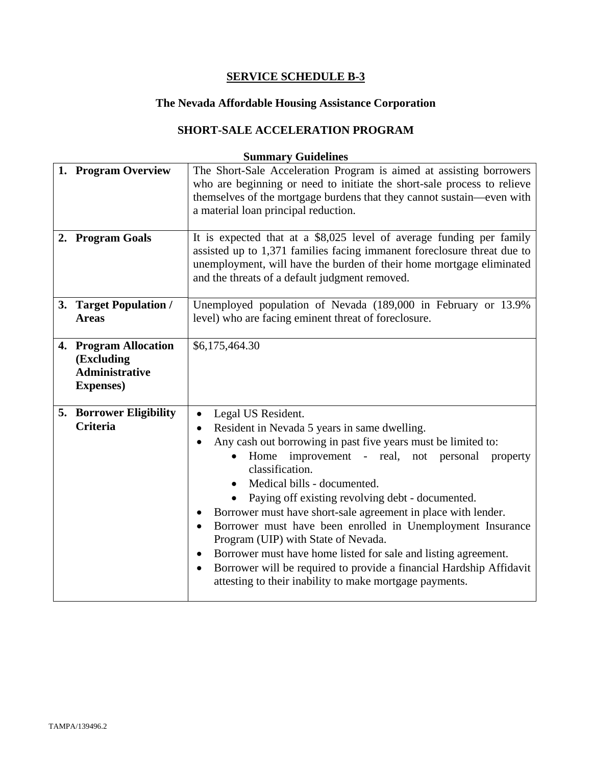## SERVICE SCHEDULE B-3

### The Nevada Affordable Housing Assistance Corporation

### SHORT-SALE ACCELERATION PROGRAM

**Summary Guidelines**

| | |
|---|---|
| **1. Program Overview** | The Short-Sale Acceleration Program is aimed at assisting borrowers who are beginning or need to initiate the short-sale process to relieve themselves of the mortgage burdens that they cannot sustain—even with a material loan principal reduction. |
| **2. Program Goals** | It is expected that at a $8,025 level of average funding per family assisted up to 1,371 families facing immanent foreclosure threat due to unemployment, will have the burden of their home mortgage eliminated and the threats of a default judgment removed. |
| **3. Target Population / Areas** | Unemployed population of Nevada (189,000 in February or 13.9% level) who are facing eminent threat of foreclosure. |
| **4. Program Allocation (Excluding Administrative Expenses)** | $6,175,464.30 |
| **5. Borrower Eligibility Criteria** | • Legal US Resident.<br>• Resident in Nevada 5 years in same dwelling.<br>• Any cash out borrowing in past five years must be limited to:<br>&nbsp;&nbsp;&nbsp;&nbsp;• Home improvement - real, not personal property classification.<br>&nbsp;&nbsp;&nbsp;&nbsp;• Medical bills - documented.<br>&nbsp;&nbsp;&nbsp;&nbsp;• Paying off existing revolving debt - documented.<br>• Borrower must have short-sale agreement in place with lender.<br>• Borrower must have been enrolled in Unemployment Insurance Program (UIP) with State of Nevada.<br>• Borrower must have home listed for sale and listing agreement.<br>• Borrower will be required to provide a financial Hardship Affidavit attesting to their inability to make mortgage payments. |

TAMPA/139496.2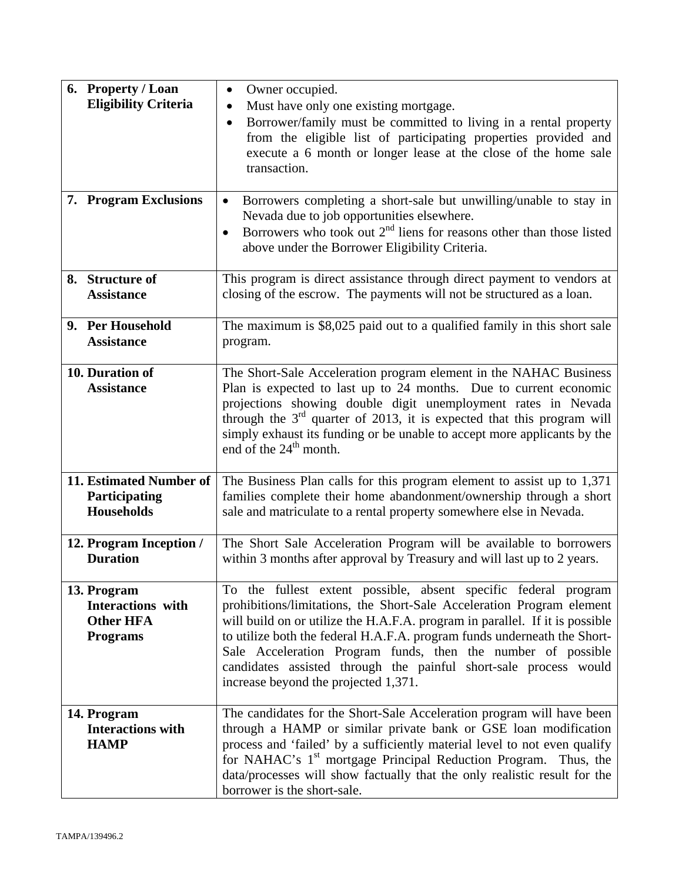| | |
|---|---|
| **6. Property / Loan Eligibility Criteria** | • Owner occupied.<br>• Must have only one existing mortgage.<br>• Borrower/family must be committed to living in a rental property from the eligible list of participating properties provided and execute a 6 month or longer lease at the close of the home sale transaction. |
| **7. Program Exclusions** | • Borrowers completing a short-sale but unwilling/unable to stay in Nevada due to job opportunities elsewhere.<br>• Borrowers who took out 2nd liens for reasons other than those listed above under the Borrower Eligibility Criteria. |
| **8. Structure of Assistance** | This program is direct assistance through direct payment to vendors at closing of the escrow. The payments will not be structured as a loan. |
| **9. Per Household Assistance** | The maximum is $8,025 paid out to a qualified family in this short sale program. |
| **10. Duration of Assistance** | The Short-Sale Acceleration program element in the NAHAC Business Plan is expected to last up to 24 months. Due to current economic projections showing double digit unemployment rates in Nevada through the 3rd quarter of 2013, it is expected that this program will simply exhaust its funding or be unable to accept more applicants by the end of the 24th month. |
| **11. Estimated Number of Participating Households** | The Business Plan calls for this program element to assist up to 1,371 families complete their home abandonment/ownership through a short sale and matriculate to a rental property somewhere else in Nevada. |
| **12. Program Inception / Duration** | The Short Sale Acceleration Program will be available to borrowers within 3 months after approval by Treasury and will last up to 2 years. |
| **13. Program Interactions with Other HFA Programs** | To the fullest extent possible, absent specific federal program prohibitions/limitations, the Short-Sale Acceleration Program element will build on or utilize the H.A.F.A. program in parallel. If it is possible to utilize both the federal H.A.F.A. program funds underneath the Short-Sale Acceleration Program funds, then the number of possible candidates assisted through the painful short-sale process would increase beyond the projected 1,371. |
| **14. Program Interactions with HAMP** | The candidates for the Short-Sale Acceleration program will have been through a HAMP or similar private bank or GSE loan modification process and 'failed' by a sufficiently material level to not even qualify for NAHAC's 1st mortgage Principal Reduction Program. Thus, the data/processes will show factually that the only realistic result for the borrower is the short-sale. |

TAMPA/139496.2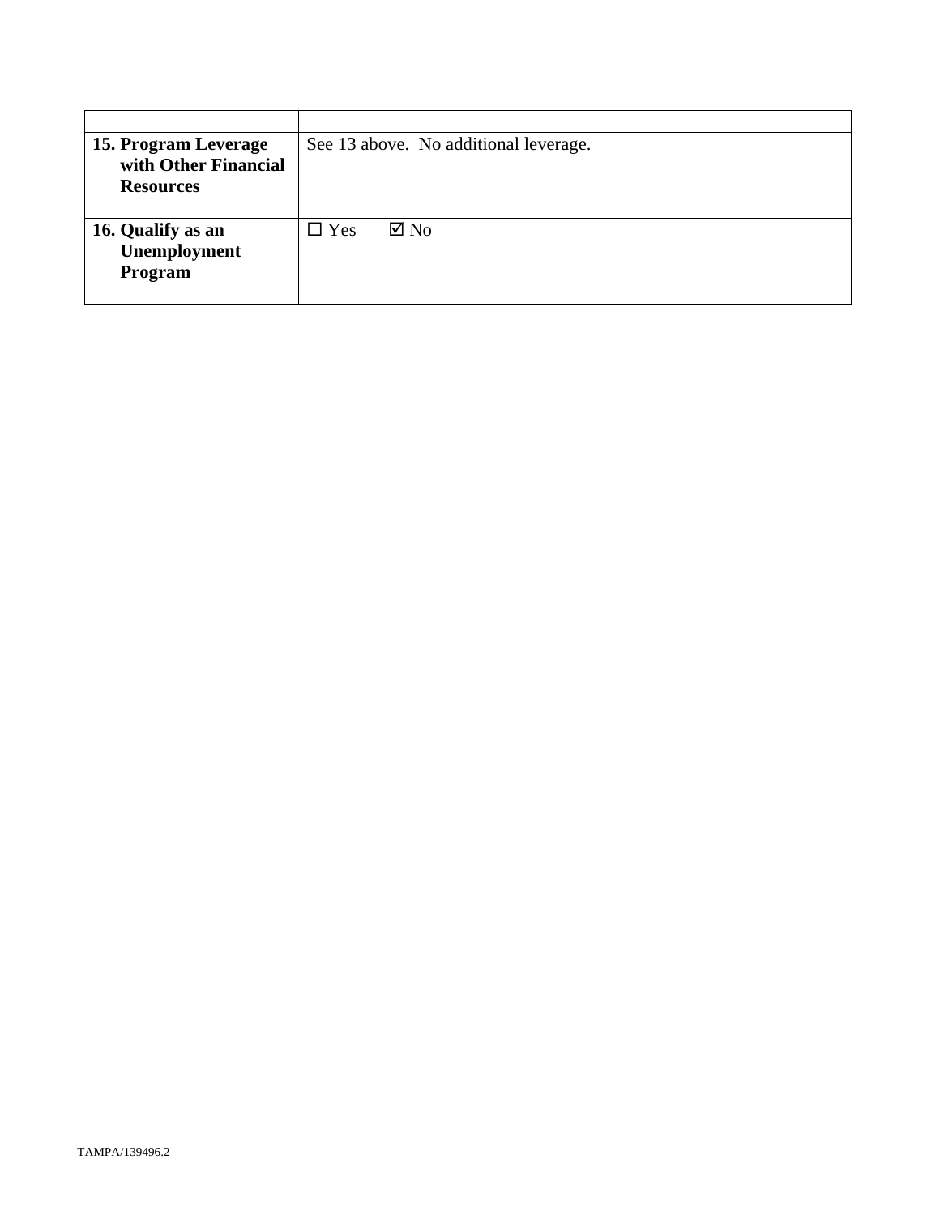| | |
|---|---|
| **15. Program Leverage with Other Financial Resources** | See 13 above. No additional leverage. |
| **16. Qualify as an Unemployment Program** | ☐ Yes ☑ No |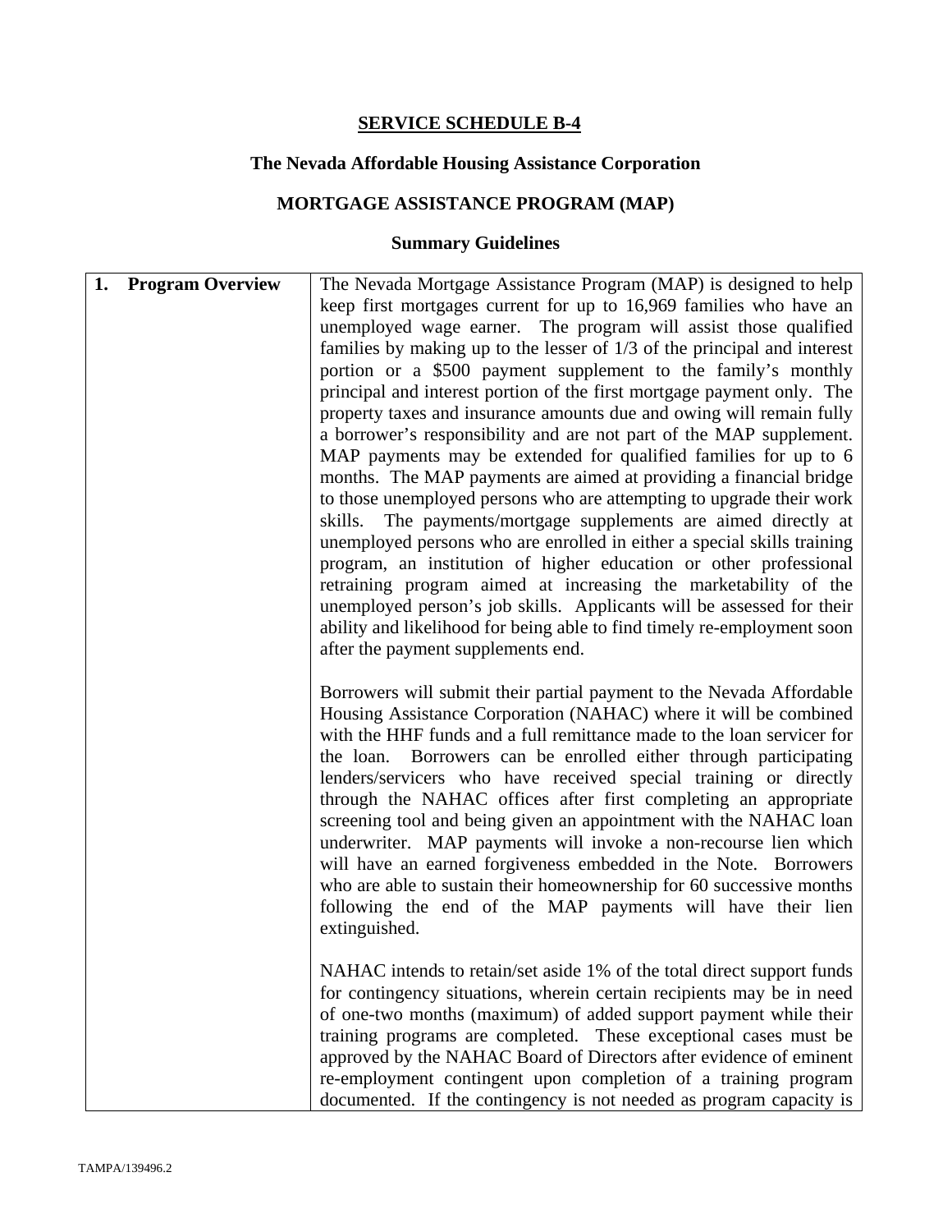## SERVICE SCHEDULE B-4

### The Nevada Affordable Housing Assistance Corporation

### MORTGAGE ASSISTANCE PROGRAM (MAP)

### Summary Guidelines

| | |
|---|---|
| **1. Program Overview** | The Nevada Mortgage Assistance Program (MAP) is designed to help keep first mortgages current for up to 16,969 families who have an unemployed wage earner. The program will assist those qualified families by making up to the lesser of 1/3 of the principal and interest portion or a $500 payment supplement to the family's monthly principal and interest portion of the first mortgage payment only. The property taxes and insurance amounts due and owing will remain fully a borrower's responsibility and are not part of the MAP supplement. MAP payments may be extended for qualified families for up to 6 months. The MAP payments are aimed at providing a financial bridge to those unemployed persons who are attempting to upgrade their work skills. The payments/mortgage supplements are aimed directly at unemployed persons who are enrolled in either a special skills training program, an institution of higher education or other professional retraining program aimed at increasing the marketability of the unemployed person's job skills. Applicants will be assessed for their ability and likelihood for being able to find timely re-employment soon after the payment supplements end.<br><br>Borrowers will submit their partial payment to the Nevada Affordable Housing Assistance Corporation (NAHAC) where it will be combined with the HHF funds and a full remittance made to the loan servicer for the loan. Borrowers can be enrolled either through participating lenders/servicers who have received special training or directly through the NAHAC offices after first completing an appropriate screening tool and being given an appointment with the NAHAC loan underwriter. MAP payments will invoke a non-recourse lien which will have an earned forgiveness embedded in the Note. Borrowers who are able to sustain their homeownership for 60 successive months following the end of the MAP payments will have their lien extinguished.<br><br>NAHAC intends to retain/set aside 1% of the total direct support funds for contingency situations, wherein certain recipients may be in need of one-two months (maximum) of added support payment while their training programs are completed. These exceptional cases must be approved by the NAHAC Board of Directors after evidence of eminent re-employment contingent upon completion of a training program documented. If the contingency is not needed as program capacity is |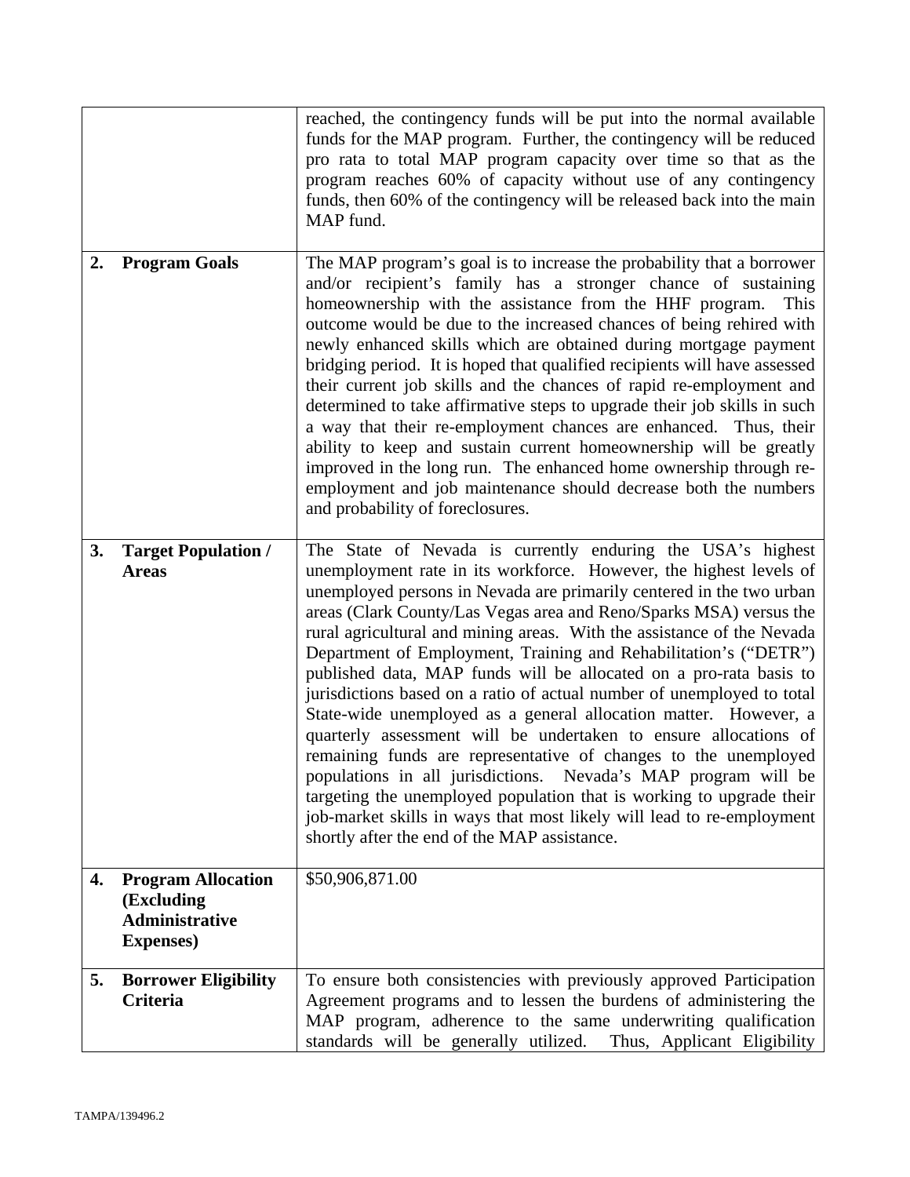| | |
|---|---|
| | reached, the contingency funds will be put into the normal available funds for the MAP program. Further, the contingency will be reduced pro rata to total MAP program capacity over time so that as the program reaches 60% of capacity without use of any contingency funds, then 60% of the contingency will be released back into the main MAP fund. |
| **2. Program Goals** | The MAP program's goal is to increase the probability that a borrower and/or recipient's family has a stronger chance of sustaining homeownership with the assistance from the HHF program. This outcome would be due to the increased chances of being rehired with newly enhanced skills which are obtained during mortgage payment bridging period. It is hoped that qualified recipients will have assessed their current job skills and the chances of rapid re-employment and determined to take affirmative steps to upgrade their job skills in such a way that their re-employment chances are enhanced. Thus, their ability to keep and sustain current homeownership will be greatly improved in the long run. The enhanced home ownership through re-employment and job maintenance should decrease both the numbers and probability of foreclosures. |
| **3. Target Population / Areas** | The State of Nevada is currently enduring the USA's highest unemployment rate in its workforce. However, the highest levels of unemployed persons in Nevada are primarily centered in the two urban areas (Clark County/Las Vegas area and Reno/Sparks MSA) versus the rural agricultural and mining areas. With the assistance of the Nevada Department of Employment, Training and Rehabilitation's ("DETR") published data, MAP funds will be allocated on a pro-rata basis to jurisdictions based on a ratio of actual number of unemployed to total State-wide unemployed as a general allocation matter. However, a quarterly assessment will be undertaken to ensure allocations of remaining funds are representative of changes to the unemployed populations in all jurisdictions. Nevada's MAP program will be targeting the unemployed population that is working to upgrade their job-market skills in ways that most likely will lead to re-employment shortly after the end of the MAP assistance. |
| **4. Program Allocation (Excluding Administrative Expenses)** | $50,906,871.00 |
| **5. Borrower Eligibility Criteria** | To ensure both consistencies with previously approved Participation Agreement programs and to lessen the burdens of administering the MAP program, adherence to the same underwriting qualification standards will be generally utilized. Thus, Applicant Eligibility |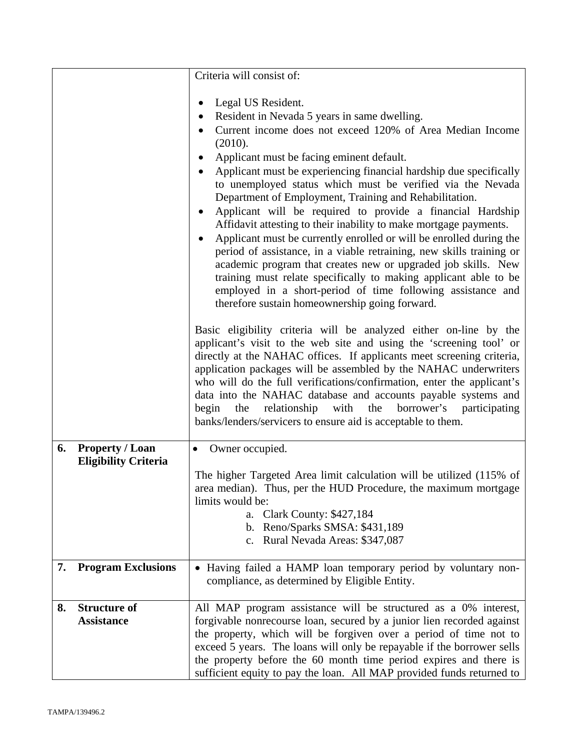| | | |
|---|---|---|
| | | Criteria will consist of:<br><br>• Legal US Resident.<br>• Resident in Nevada 5 years in same dwelling.<br>• Current income does not exceed 120% of Area Median Income (2010).<br>• Applicant must be facing eminent default.<br>• Applicant must be experiencing financial hardship due specifically to unemployed status which must be verified via the Nevada Department of Employment, Training and Rehabilitation.<br>• Applicant will be required to provide a financial Hardship Affidavit attesting to their inability to make mortgage payments.<br>• Applicant must be currently enrolled or will be enrolled during the period of assistance, in a viable retraining, new skills training or academic program that creates new or upgraded job skills. New training must relate specifically to making applicant able to be employed in a short-period of time following assistance and therefore sustain homeownership going forward.<br><br>Basic eligibility criteria will be analyzed either on-line by the applicant's visit to the web site and using the 'screening tool' or directly at the NAHAC offices. If applicants meet screening criteria, application packages will be assembled by the NAHAC underwriters who will do the full verifications/confirmation, enter the applicant's data into the NAHAC database and accounts payable systems and begin the relationship with the borrower's participating banks/lenders/servicers to ensure aid is acceptable to them. |
| **6.** | **Property / Loan Eligibility Criteria** | • Owner occupied.<br><br>The higher Targeted Area limit calculation will be utilized (115% of area median). Thus, per the HUD Procedure, the maximum mortgage limits would be:<br>a. Clark County: $427,184<br>b. Reno/Sparks SMSA: $431,189<br>c. Rural Nevada Areas: $347,087 |
| **7.** | **Program Exclusions** | • Having failed a HAMP loan temporary period by voluntary non-compliance, as determined by Eligible Entity. |
| **8.** | **Structure of Assistance** | All MAP program assistance will be structured as a 0% interest, forgivable nonrecourse loan, secured by a junior lien recorded against the property, which will be forgiven over a period of time not to exceed 5 years. The loans will only be repayable if the borrower sells the property before the 60 month time period expires and there is sufficient equity to pay the loan. All MAP provided funds returned to |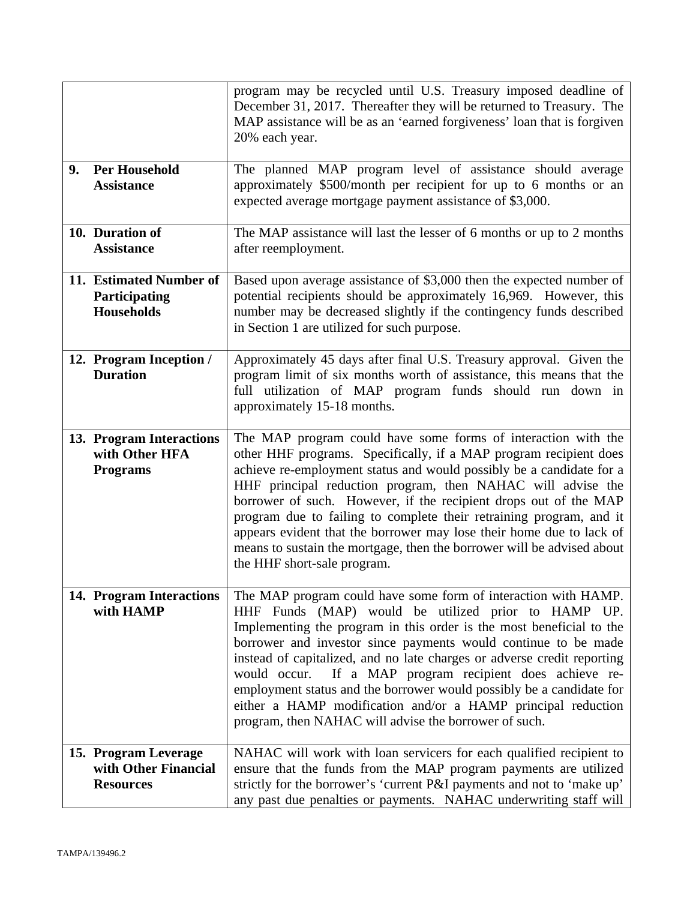| | |
|---|---|
| | program may be recycled until U.S. Treasury imposed deadline of December 31, 2017. Thereafter they will be returned to Treasury. The MAP assistance will be as an 'earned forgiveness' loan that is forgiven 20% each year. |
| **9. Per Household Assistance** | The planned MAP program level of assistance should average approximately $500/month per recipient for up to 6 months or an expected average mortgage payment assistance of $3,000. |
| **10. Duration of Assistance** | The MAP assistance will last the lesser of 6 months or up to 2 months after reemployment. |
| **11. Estimated Number of Participating Households** | Based upon average assistance of $3,000 then the expected number of potential recipients should be approximately 16,969. However, this number may be decreased slightly if the contingency funds described in Section 1 are utilized for such purpose. |
| **12. Program Inception / Duration** | Approximately 45 days after final U.S. Treasury approval. Given the program limit of six months worth of assistance, this means that the full utilization of MAP program funds should run down in approximately 15-18 months. |
| **13. Program Interactions with Other HFA Programs** | The MAP program could have some forms of interaction with the other HHF programs. Specifically, if a MAP program recipient does achieve re-employment status and would possibly be a candidate for a HHF principal reduction program, then NAHAC will advise the borrower of such. However, if the recipient drops out of the MAP program due to failing to complete their retraining program, and it appears evident that the borrower may lose their home due to lack of means to sustain the mortgage, then the borrower will be advised about the HHF short-sale program. |
| **14. Program Interactions with HAMP** | The MAP program could have some form of interaction with HAMP. HHF Funds (MAP) would be utilized prior to HAMP UP. Implementing the program in this order is the most beneficial to the borrower and investor since payments would continue to be made instead of capitalized, and no late charges or adverse credit reporting would occur. If a MAP program recipient does achieve re-employment status and the borrower would possibly be a candidate for either a HAMP modification and/or a HAMP principal reduction program, then NAHAC will advise the borrower of such. |
| **15. Program Leverage with Other Financial Resources** | NAHAC will work with loan servicers for each qualified recipient to ensure that the funds from the MAP program payments are utilized strictly for the borrower's 'current P&I payments and not to 'make up' any past due penalties or payments. NAHAC underwriting staff will |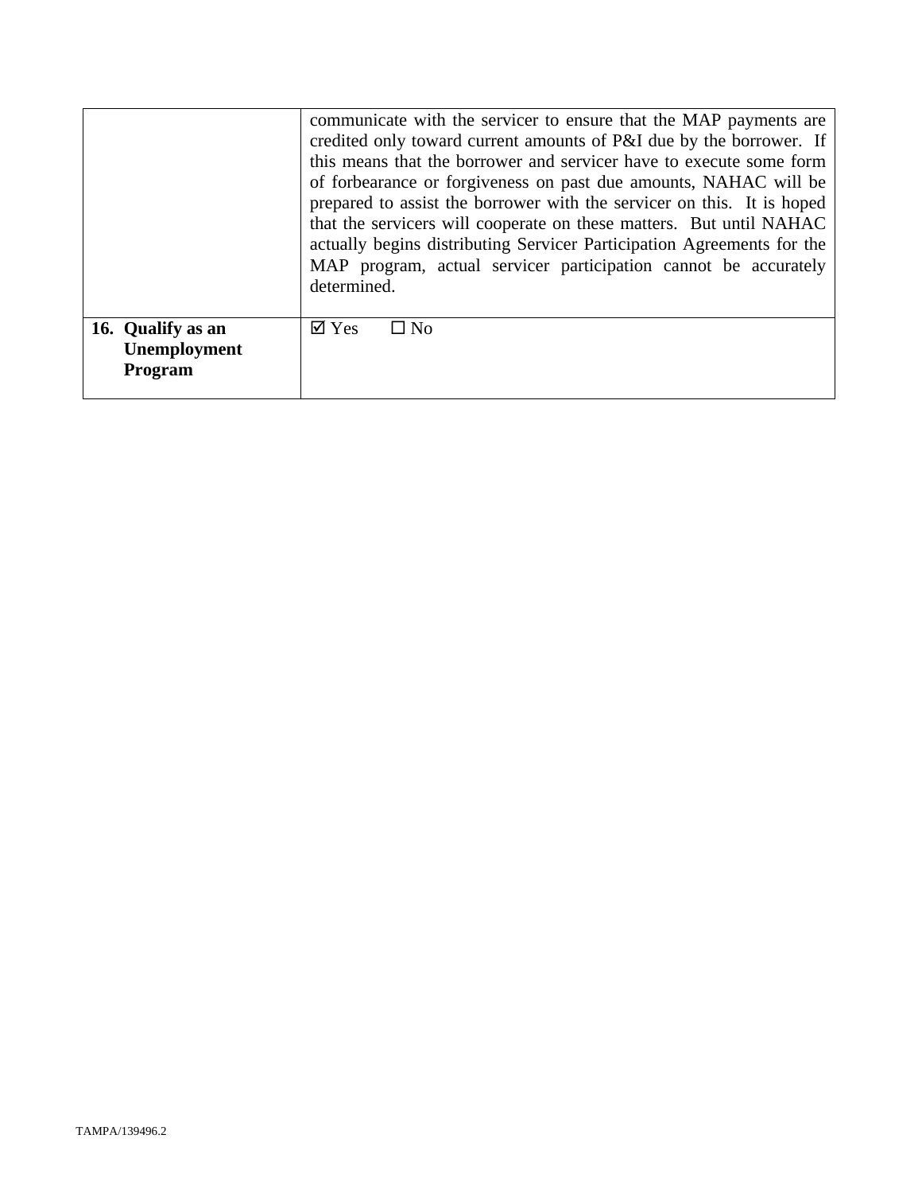| | |
|---|---|
| | communicate with the servicer to ensure that the MAP payments are credited only toward current amounts of P&I due by the borrower. If this means that the borrower and servicer have to execute some form of forbearance or forgiveness on past due amounts, NAHAC will be prepared to assist the borrower with the servicer on this. It is hoped that the servicers will cooperate on these matters. But until NAHAC actually begins distributing Servicer Participation Agreements for the MAP program, actual servicer participation cannot be accurately determined. |
| **16. Qualify as an Unemployment Program** | ☑ Yes ☐ No |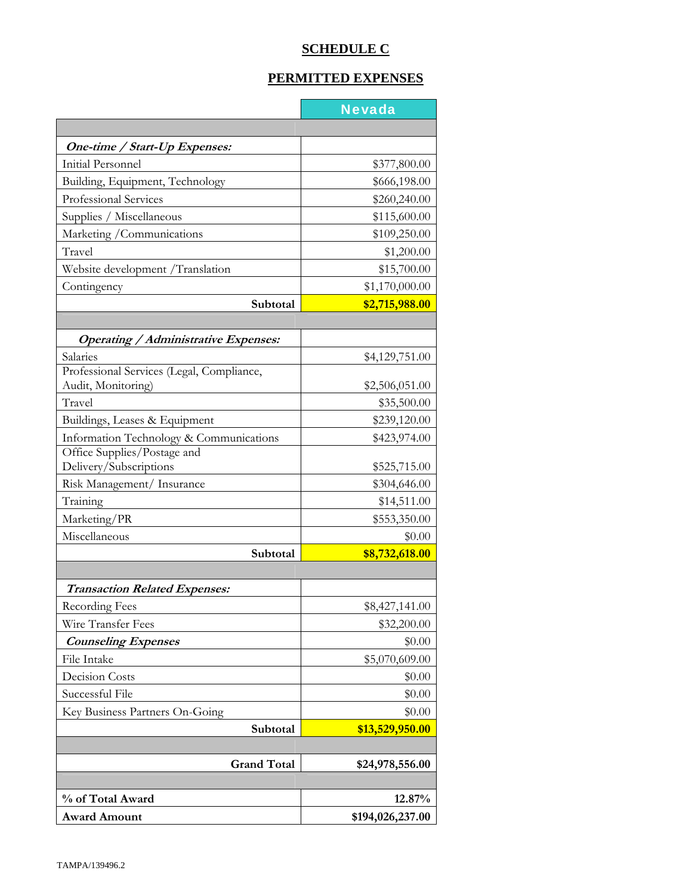# SCHEDULE C

## PERMITTED EXPENSES

| | Nevada |
|---|---|
| | |
| ***One-time / Start-Up Expenses:*** | |
| Initial Personnel | $377,800.00 |
| Building, Equipment, Technology | $666,198.00 |
| Professional Services | $260,240.00 |
| Supplies / Miscellaneous | $115,600.00 |
| Marketing /Communications | $109,250.00 |
| Travel | $1,200.00 |
| Website development /Translation | $15,700.00 |
| Contingency | $1,170,000.00 |
| **Subtotal** | **$2,715,988.00** |
| | |
| ***Operating / Administrative Expenses:*** | |
| Salaries | $4,129,751.00 |
| Professional Services (Legal, Compliance, Audit, Monitoring) | $2,506,051.00 |
| Travel | $35,500.00 |
| Buildings, Leases & Equipment | $239,120.00 |
| Information Technology & Communications | $423,974.00 |
| Office Supplies/Postage and Delivery/Subscriptions | $525,715.00 |
| Risk Management/ Insurance | $304,646.00 |
| Training | $14,511.00 |
| Marketing/PR | $553,350.00 |
| Miscellaneous | $0.00 |
| **Subtotal** | **$8,732,618.00** |
| | |
| ***Transaction Related Expenses:*** | |
| Recording Fees | $8,427,141.00 |
| Wire Transfer Fees | $32,200.00 |
| ***Counseling Expenses*** | $0.00 |
| File Intake | $5,070,609.00 |
| Decision Costs | $0.00 |
| Successful File | $0.00 |
| Key Business Partners On-Going | $0.00 |
| **Subtotal** | **$13,529,950.00** |
| | |
| **Grand Total** | **$24,978,556.00** |
| | |
| **% of Total Award** | **12.87%** |
| **Award Amount** | **$194,026,237.00** |

TAMPA/139496.2